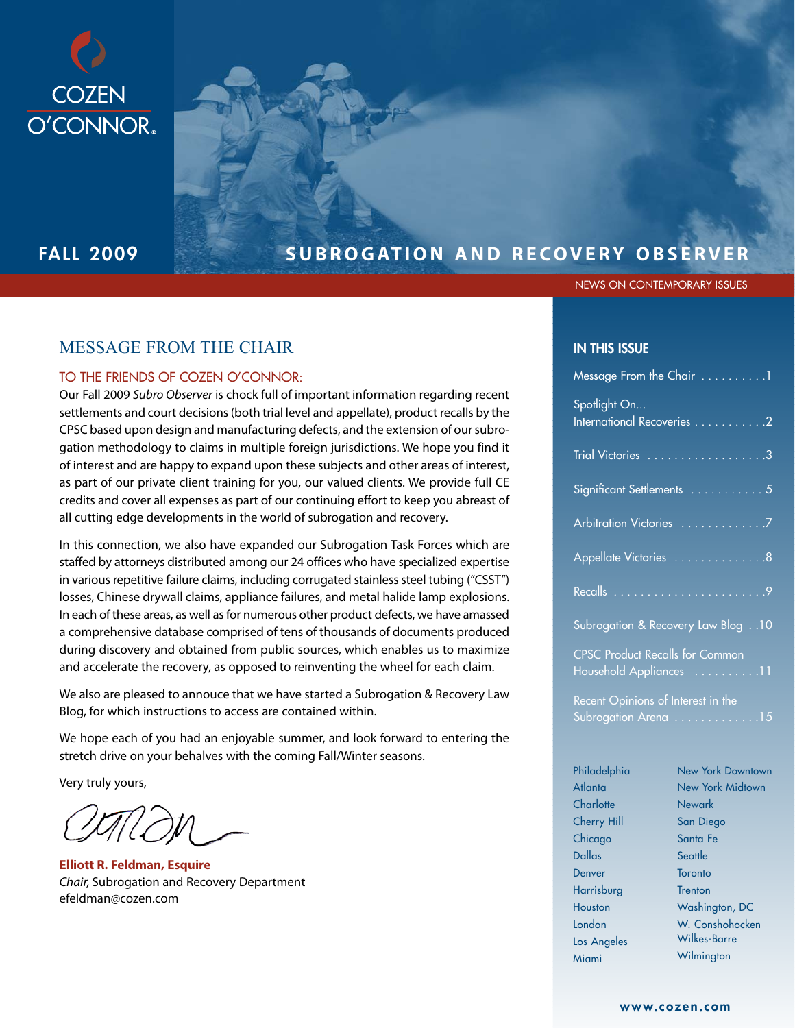COZEN O'CONNOR

FALL 2009

# SUBROGATION AND RECOVERY OBSERVER

NEWS ON CONTEMPORARY ISSUES

## MESSAGE FROM THE CHAIR

### TO THE FRIENDS OF COZEN O'CONNOR:

Our Fall 2009 *Subro Observer* is chock full of important information regarding recent settlements and court decisions (both trial level and appellate), product recalls by the CPSC based upon design and manufacturing defects, and the extension of our subrogation methodology to claims in multiple foreign jurisdictions. We hope you find it of interest and are happy to expand upon these subjects and other areas of interest, as part of our private client training for you, our valued clients. We provide full CE credits and cover all expenses as part of our continuing effort to keep you abreast of all cutting edge developments in the world of subrogation and recovery.

In this connection, we also have expanded our Subrogation Task Forces which are staffed by attorneys distributed among our 24 offices who have specialized expertise in various repetitive failure claims, including corrugated stainless steel tubing ("CSST") losses, Chinese drywall claims, appliance failures, and metal halide lamp explosions. In each of these areas, as well as for numerous other product defects, we have amassed a comprehensive database comprised of tens of thousands of documents produced during discovery and obtained from public sources, which enables us to maximize and accelerate the recovery, as opposed to reinventing the wheel for each claim.

We also are pleased to annouce that we have started a Subrogation & Recovery Law Blog, for which instructions to access are contained within.

We hope each of you had an enjoyable summer, and look forward to entering the stretch drive on your behalves with the coming Fall/Winter seasons.

Very truly yours,

**Elliott R. Feldman, Esquire**
*Chair,* Subrogation and Recovery Department
efeldman@cozen.com

### IN THIS ISSUE

- Message From the Chair .......... 1
- Spotlight On... International Recoveries .......... 2
- Trial Victories .......... 3
- Significant Settlements .......... 5
- Arbitration Victories .......... 7
- Appellate Victories .......... 8
- Recalls .......... 9
- Subrogation & Recovery Law Blog .......... 10
- CPSC Product Recalls for Common Household Appliances .......... 11
- Recent Opinions of Interest in the Subrogation Arena .......... 15

Philadelphia
Atlanta
Charlotte
Cherry Hill
Chicago
Dallas
Denver
Harrisburg
Houston
London
Los Angeles
Miami
New York Downtown
New York Midtown
Newark
San Diego
Santa Fe
Seattle
Toronto
Trenton
Washington, DC
W. Conshohocken
Wilkes-Barre
Wilmington

www.cozen.com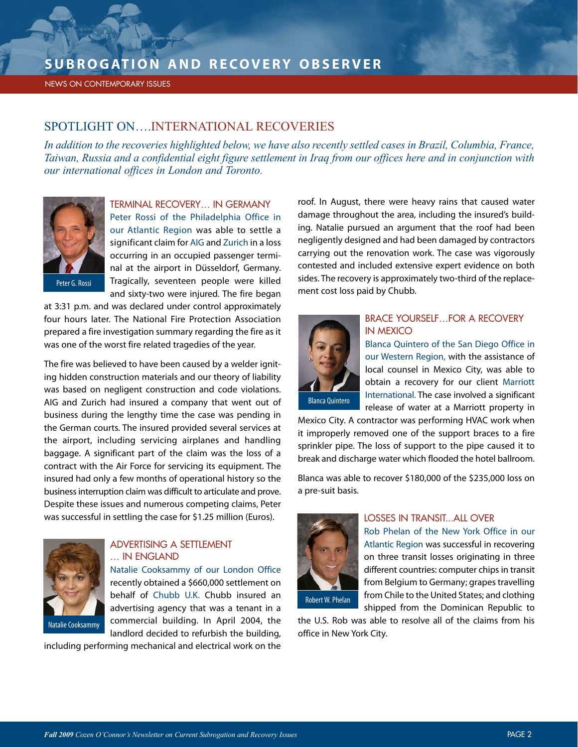# SUBROGATION AND RECOVERY OBSERVER

NEWS ON CONTEMPORARY ISSUES

## SPOTLIGHT ON….INTERNATIONAL RECOVERIES

*In addition to the recoveries highlighted below, we have also recently settled cases in Brazil, Columbia, France, Taiwan, Russia and a confidential eight figure settlement in Iraq from our offices here and in conjunction with our international offices in London and Toronto.*

### TERMINAL RECOVERY… IN GERMANY

Peter G. Rossi

Peter Rossi of the Philadelphia Office in our Atlantic Region was able to settle a significant claim for AIG and Zurich in a loss occurring in an occupied passenger terminal at the airport in Düsseldorf, Germany. Tragically, seventeen people were killed and sixty-two were injured. The fire began at 3:31 p.m. and was declared under control approximately four hours later. The National Fire Protection Association prepared a fire investigation summary regarding the fire as it was one of the worst fire related tragedies of the year.

The fire was believed to have been caused by a welder igniting hidden construction materials and our theory of liability was based on negligent construction and code violations. AIG and Zurich had insured a company that went out of business during the lengthy time the case was pending in the German courts. The insured provided several services at the airport, including servicing airplanes and handling baggage. A significant part of the claim was the loss of a contract with the Air Force for servicing its equipment. The insured had only a few months of operational history so the business interruption claim was difficult to articulate and prove. Despite these issues and numerous competing claims, Peter was successful in settling the case for $1.25 million (Euros).

### ADVERTISING A SETTLEMENT … IN ENGLAND

Natalie Cooksammy

Natalie Cooksammy of our London Office recently obtained a $660,000 settlement on behalf of Chubb U.K. Chubb insured an advertising agency that was a tenant in a commercial building. In April 2004, the landlord decided to refurbish the building, including performing mechanical and electrical work on the roof. In August, there were heavy rains that caused water damage throughout the area, including the insured's building. Natalie pursued an argument that the roof had been negligently designed and had been damaged by contractors carrying out the renovation work. The case was vigorously contested and included extensive expert evidence on both sides. The recovery is approximately two-third of the replacement cost loss paid by Chubb.

### BRACE YOURSELF…FOR A RECOVERY IN MEXICO

Blanca Quintero

Blanca Quintero of the San Diego Office in our Western Region, with the assistance of local counsel in Mexico City, was able to obtain a recovery for our client Marriott International. The case involved a significant release of water at a Marriott property in Mexico City. A contractor was performing HVAC work when it improperly removed one of the support braces to a fire sprinkler pipe. The loss of support to the pipe caused it to break and discharge water which flooded the hotel ballroom.

Blanca was able to recover $180,000 of the $235,000 loss on a pre-suit basis.

### LOSSES IN TRANSIT…ALL OVER

Robert W. Phelan

Rob Phelan of the New York Office in our Atlantic Region was successful in recovering on three transit losses originating in three different countries: computer chips in transit from Belgium to Germany; grapes travelling from Chile to the United States; and clothing shipped from the Dominican Republic to the U.S. Rob was able to resolve all of the claims from his office in New York City.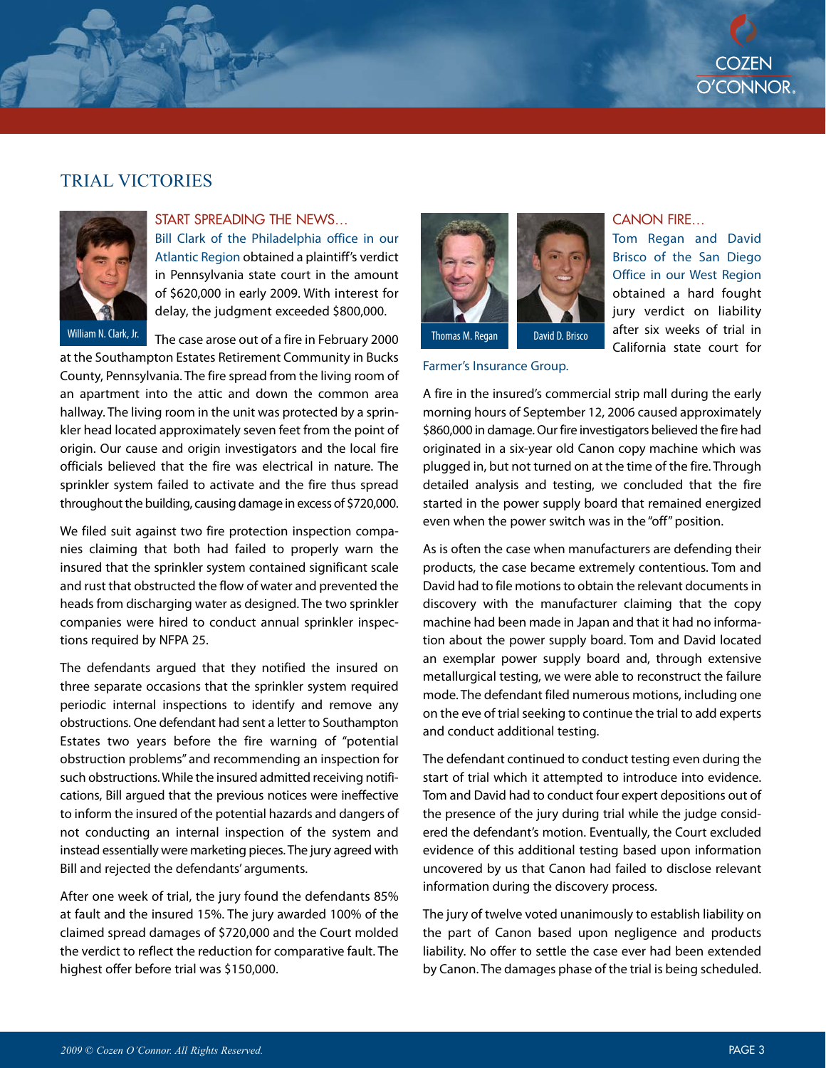# TRIAL VICTORIES

## START SPREADING THE NEWS…

William N. Clark, Jr.

Bill Clark of the Philadelphia office in our Atlantic Region obtained a plaintiff's verdict in Pennsylvania state court in the amount of $620,000 in early 2009. With interest for delay, the judgment exceeded $800,000.

The case arose out of a fire in February 2000 at the Southampton Estates Retirement Community in Bucks County, Pennsylvania. The fire spread from the living room of an apartment into the attic and down the common area hallway. The living room in the unit was protected by a sprinkler head located approximately seven feet from the point of origin. Our cause and origin investigators and the local fire officials believed that the fire was electrical in nature. The sprinkler system failed to activate and the fire thus spread throughout the building, causing damage in excess of $720,000.

We filed suit against two fire protection inspection companies claiming that both had failed to properly warn the insured that the sprinkler system contained significant scale and rust that obstructed the flow of water and prevented the heads from discharging water as designed. The two sprinkler companies were hired to conduct annual sprinkler inspections required by NFPA 25.

The defendants argued that they notified the insured on three separate occasions that the sprinkler system required periodic internal inspections to identify and remove any obstructions. One defendant had sent a letter to Southampton Estates two years before the fire warning of "potential obstruction problems" and recommending an inspection for such obstructions. While the insured admitted receiving notifications, Bill argued that the previous notices were ineffective to inform the insured of the potential hazards and dangers of not conducting an internal inspection of the system and instead essentially were marketing pieces. The jury agreed with Bill and rejected the defendants' arguments.

After one week of trial, the jury found the defendants 85% at fault and the insured 15%. The jury awarded 100% of the claimed spread damages of $720,000 and the Court molded the verdict to reflect the reduction for comparative fault. The highest offer before trial was $150,000.

## CANON FIRE…

Thomas M. Regan | David D. Brisco

Tom Regan and David Brisco of the San Diego Office in our West Region obtained a hard fought jury verdict on liability after six weeks of trial in California state court for Farmer's Insurance Group.

A fire in the insured's commercial strip mall during the early morning hours of September 12, 2006 caused approximately $860,000 in damage. Our fire investigators believed the fire had originated in a six-year old Canon copy machine which was plugged in, but not turned on at the time of the fire. Through detailed analysis and testing, we concluded that the fire started in the power supply board that remained energized even when the power switch was in the "off" position.

As is often the case when manufacturers are defending their products, the case became extremely contentious. Tom and David had to file motions to obtain the relevant documents in discovery with the manufacturer claiming that the copy machine had been made in Japan and that it had no information about the power supply board. Tom and David located an exemplar power supply board and, through extensive metallurgical testing, we were able to reconstruct the failure mode. The defendant filed numerous motions, including one on the eve of trial seeking to continue the trial to add experts and conduct additional testing.

The defendant continued to conduct testing even during the start of trial which it attempted to introduce into evidence. Tom and David had to conduct four expert depositions out of the presence of the jury during trial while the judge considered the defendant's motion. Eventually, the Court excluded evidence of this additional testing based upon information uncovered by us that Canon had failed to disclose relevant information during the discovery process.

The jury of twelve voted unanimously to establish liability on the part of Canon based upon negligence and products liability. No offer to settle the case ever had been extended by Canon. The damages phase of the trial is being scheduled.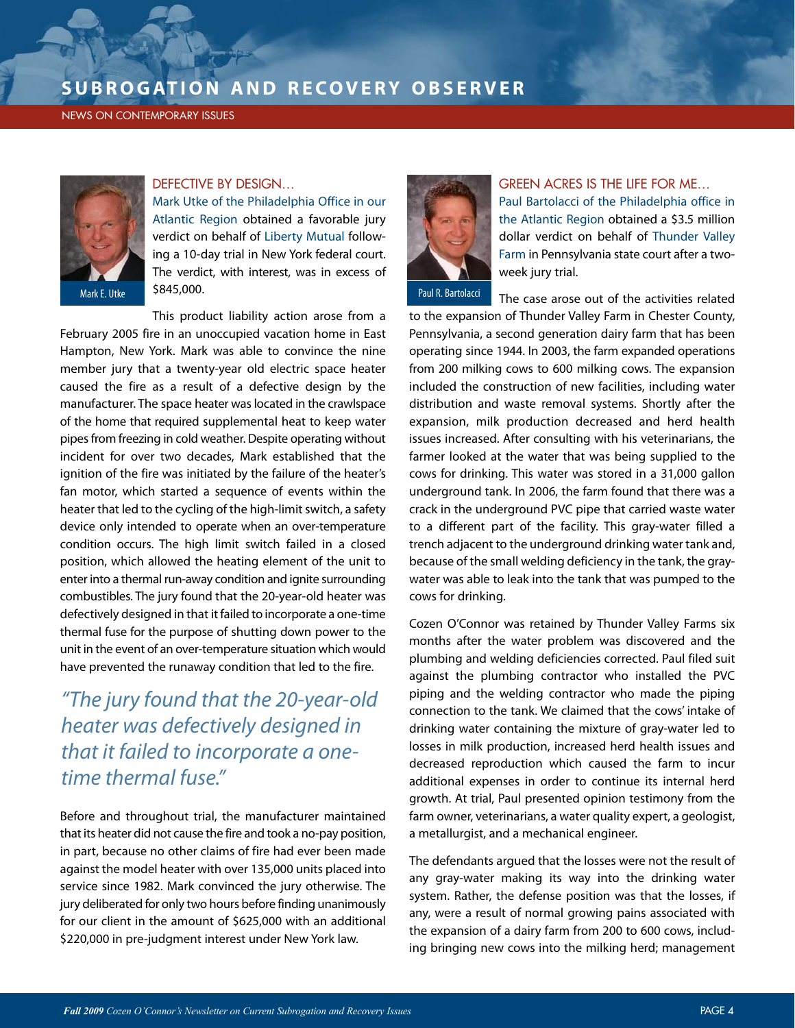## DEFECTIVE BY DESIGN…

Mark E. Utke

Mark Utke of the Philadelphia Office in our Atlantic Region obtained a favorable jury verdict on behalf of Liberty Mutual following a 10-day trial in New York federal court. The verdict, with interest, was in excess of $845,000.

This product liability action arose from a February 2005 fire in an unoccupied vacation home in East Hampton, New York. Mark was able to convince the nine member jury that a twenty-year old electric space heater caused the fire as a result of a defective design by the manufacturer. The space heater was located in the crawlspace of the home that required supplemental heat to keep water pipes from freezing in cold weather. Despite operating without incident for over two decades, Mark established that the ignition of the fire was initiated by the failure of the heater's fan motor, which started a sequence of events within the heater that led to the cycling of the high-limit switch, a safety device only intended to operate when an over-temperature condition occurs. The high limit switch failed in a closed position, which allowed the heating element of the unit to enter into a thermal run-away condition and ignite surrounding combustibles. The jury found that the 20-year-old heater was defectively designed in that it failed to incorporate a one-time thermal fuse for the purpose of shutting down power to the unit in the event of an over-temperature situation which would have prevented the runaway condition that led to the fire.

*"The jury found that the 20-year-old heater was defectively designed in that it failed to incorporate a one-time thermal fuse."*

Before and throughout trial, the manufacturer maintained that its heater did not cause the fire and took a no-pay position, in part, because no other claims of fire had ever been made against the model heater with over 135,000 units placed into service since 1982. Mark convinced the jury otherwise. The jury deliberated for only two hours before finding unanimously for our client in the amount of $625,000 with an additional $220,000 in pre-judgment interest under New York law.

## GREEN ACRES IS THE LIFE FOR ME…

Paul R. Bartolacci

Paul Bartolacci of the Philadelphia office in the Atlantic Region obtained a $3.5 million dollar verdict on behalf of Thunder Valley Farm in Pennsylvania state court after a two-week jury trial.

The case arose out of the activities related to the expansion of Thunder Valley Farm in Chester County, Pennsylvania, a second generation dairy farm that has been operating since 1944. In 2003, the farm expanded operations from 200 milking cows to 600 milking cows. The expansion included the construction of new facilities, including water distribution and waste removal systems. Shortly after the expansion, milk production decreased and herd health issues increased. After consulting with his veterinarians, the farmer looked at the water that was being supplied to the cows for drinking. This water was stored in a 31,000 gallon underground tank. In 2006, the farm found that there was a crack in the underground PVC pipe that carried waste water to a different part of the facility. This gray-water filled a trench adjacent to the underground drinking water tank and, because of the small welding deficiency in the tank, the gray-water was able to leak into the tank that was pumped to the cows for drinking.

Cozen O'Connor was retained by Thunder Valley Farms six months after the water problem was discovered and the plumbing and welding deficiencies corrected. Paul filed suit against the plumbing contractor who installed the PVC piping and the welding contractor who made the piping connection to the tank. We claimed that the cows' intake of drinking water containing the mixture of gray-water led to losses in milk production, increased herd health issues and decreased reproduction which caused the farm to incur additional expenses in order to continue its internal herd growth. At trial, Paul presented opinion testimony from the farm owner, veterinarians, a water quality expert, a geologist, a metallurgist, and a mechanical engineer.

The defendants argued that the losses were not the result of any gray-water making its way into the drinking water system. Rather, the defense position was that the losses, if any, were a result of normal growing pains associated with the expansion of a dairy farm from 200 to 600 cows, including bringing new cows into the milking herd; management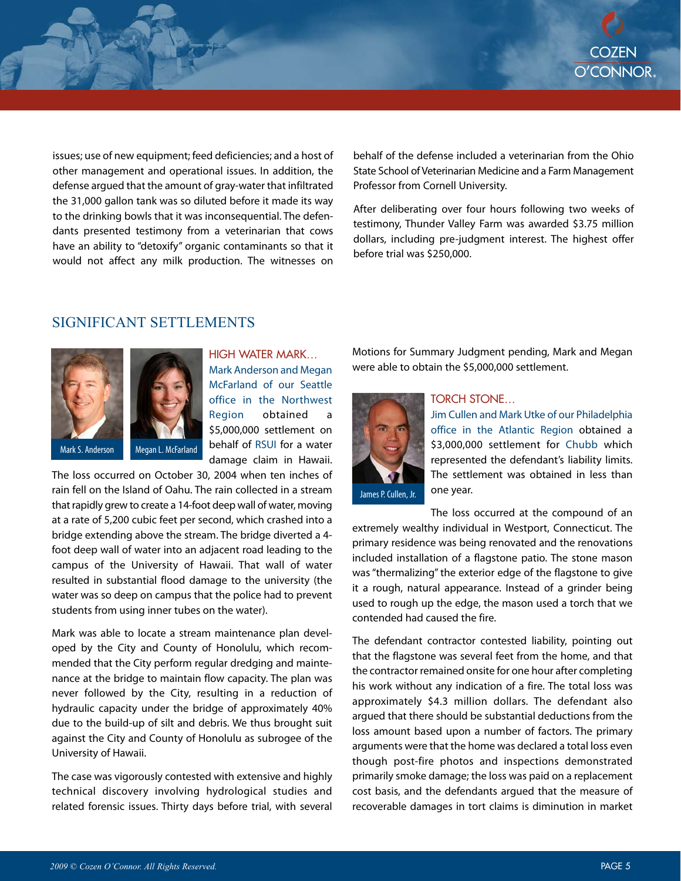issues; use of new equipment; feed deficiencies; and a host of other management and operational issues. In addition, the defense argued that the amount of gray-water that infiltrated the 31,000 gallon tank was so diluted before it made its way to the drinking bowls that it was inconsequential. The defendants presented testimony from a veterinarian that cows have an ability to "detoxify" organic contaminants so that it would not affect any milk production. The witnesses on behalf of the defense included a veterinarian from the Ohio State School of Veterinarian Medicine and a Farm Management Professor from Cornell University.

After deliberating over four hours following two weeks of testimony, Thunder Valley Farm was awarded $3.75 million dollars, including pre-judgment interest. The highest offer before trial was $250,000.

## SIGNIFICANT SETTLEMENTS

### HIGH WATER MARK…

Mark S. Anderson

Megan L. McFarland

Mark Anderson and Megan McFarland of our Seattle office in the Northwest Region obtained a $5,000,000 settlement on behalf of RSUI for a water damage claim in Hawaii. The loss occurred on October 30, 2004 when ten inches of rain fell on the Island of Oahu. The rain collected in a stream that rapidly grew to create a 14-foot deep wall of water, moving at a rate of 5,200 cubic feet per second, which crashed into a bridge extending above the stream. The bridge diverted a 4-foot deep wall of water into an adjacent road leading to the campus of the University of Hawaii. That wall of water resulted in substantial flood damage to the university (the water was so deep on campus that the police had to prevent students from using inner tubes on the water).

Mark was able to locate a stream maintenance plan developed by the City and County of Honolulu, which recommended that the City perform regular dredging and maintenance at the bridge to maintain flow capacity. The plan was never followed by the City, resulting in a reduction of hydraulic capacity under the bridge of approximately 40% due to the build-up of silt and debris. We thus brought suit against the City and County of Honolulu as subrogee of the University of Hawaii.

The case was vigorously contested with extensive and highly technical discovery involving hydrological studies and related forensic issues. Thirty days before trial, with several Motions for Summary Judgment pending, Mark and Megan were able to obtain the $5,000,000 settlement.

### TORCH STONE…

James P. Cullen, Jr.

Jim Cullen and Mark Utke of our Philadelphia office in the Atlantic Region obtained a $3,000,000 settlement for Chubb which represented the defendant's liability limits. The settlement was obtained in less than one year.

The loss occurred at the compound of an extremely wealthy individual in Westport, Connecticut. The primary residence was being renovated and the renovations included installation of a flagstone patio. The stone mason was "thermalizing" the exterior edge of the flagstone to give it a rough, natural appearance. Instead of a grinder being used to rough up the edge, the mason used a torch that we contended had caused the fire.

The defendant contractor contested liability, pointing out that the flagstone was several feet from the home, and that the contractor remained onsite for one hour after completing his work without any indication of a fire. The total loss was approximately $4.3 million dollars. The defendant also argued that there should be substantial deductions from the loss amount based upon a number of factors. The primary arguments were that the home was declared a total loss even though post-fire photos and inspections demonstrated primarily smoke damage; the loss was paid on a replacement cost basis, and the defendants argued that the measure of recoverable damages in tort claims is diminution in market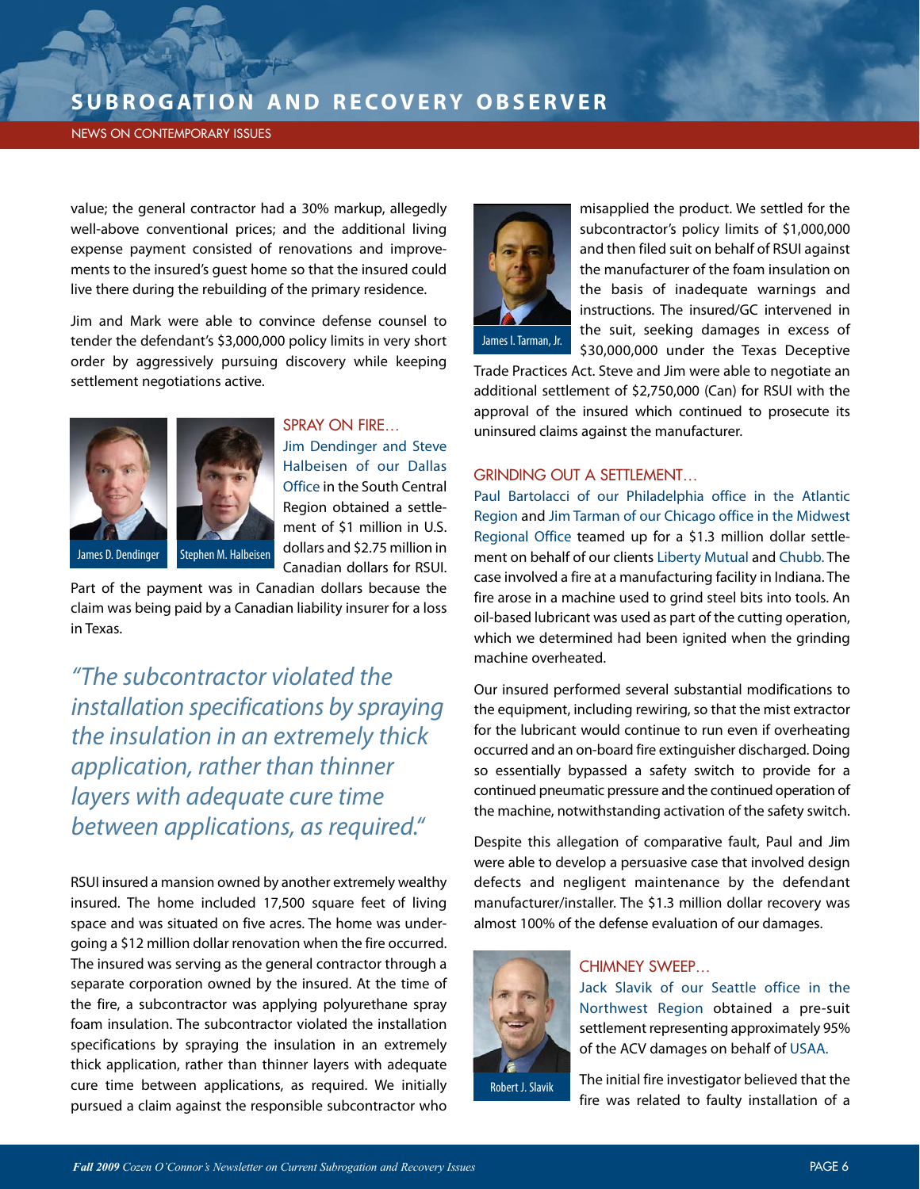value; the general contractor had a 30% markup, allegedly well-above conventional prices; and the additional living expense payment consisted of renovations and improvements to the insured's guest home so that the insured could live there during the rebuilding of the primary residence.

Jim and Mark were able to convince defense counsel to tender the defendant's $3,000,000 policy limits in very short order by aggressively pursuing discovery while keeping settlement negotiations active.

James D. Dendinger

Stephen M. Halbeisen

### SPRAY ON FIRE…

Jim Dendinger and Steve Halbeisen of our Dallas Office in the South Central Region obtained a settlement of $1 million in U.S. dollars and $2.75 million in Canadian dollars for RSUI. Part of the payment was in Canadian dollars because the claim was being paid by a Canadian liability insurer for a loss in Texas.

*"The subcontractor violated the installation specifications by spraying the insulation in an extremely thick application, rather than thinner layers with adequate cure time between applications, as required."*

RSUI insured a mansion owned by another extremely wealthy insured. The home included 17,500 square feet of living space and was situated on five acres. The home was undergoing a $12 million dollar renovation when the fire occurred. The insured was serving as the general contractor through a separate corporation owned by the insured. At the time of the fire, a subcontractor was applying polyurethane spray foam insulation. The subcontractor violated the installation specifications by spraying the insulation in an extremely thick application, rather than thinner layers with adequate cure time between applications, as required. We initially pursued a claim against the responsible subcontractor who misapplied the product. We settled for the subcontractor's policy limits of $1,000,000 and then filed suit on behalf of RSUI against the manufacturer of the foam insulation on the basis of inadequate warnings and instructions. The insured/GC intervened in the suit, seeking damages in excess of $30,000,000 under the Texas Deceptive Trade Practices Act. Steve and Jim were able to negotiate an additional settlement of $2,750,000 (Can) for RSUI with the approval of the insured which continued to prosecute its uninsured claims against the manufacturer.

James I. Tarman, Jr.

### GRINDING OUT A SETTLEMENT…

Paul Bartolacci of our Philadelphia office in the Atlantic Region and Jim Tarman of our Chicago office in the Midwest Regional Office teamed up for a $1.3 million dollar settlement on behalf of our clients Liberty Mutual and Chubb. The case involved a fire at a manufacturing facility in Indiana. The fire arose in a machine used to grind steel bits into tools. An oil-based lubricant was used as part of the cutting operation, which we determined had been ignited when the grinding machine overheated.

Our insured performed several substantial modifications to the equipment, including rewiring, so that the mist extractor for the lubricant would continue to run even if overheating occurred and an on-board fire extinguisher discharged. Doing so essentially bypassed a safety switch to provide for a continued pneumatic pressure and the continued operation of the machine, notwithstanding activation of the safety switch.

Despite this allegation of comparative fault, Paul and Jim were able to develop a persuasive case that involved design defects and negligent maintenance by the defendant manufacturer/installer. The $1.3 million dollar recovery was almost 100% of the defense evaluation of our damages.

Robert J. Slavik

### CHIMNEY SWEEP…

Jack Slavik of our Seattle office in the Northwest Region obtained a pre-suit settlement representing approximately 95% of the ACV damages on behalf of USAA.

The initial fire investigator believed that the fire was related to faulty installation of a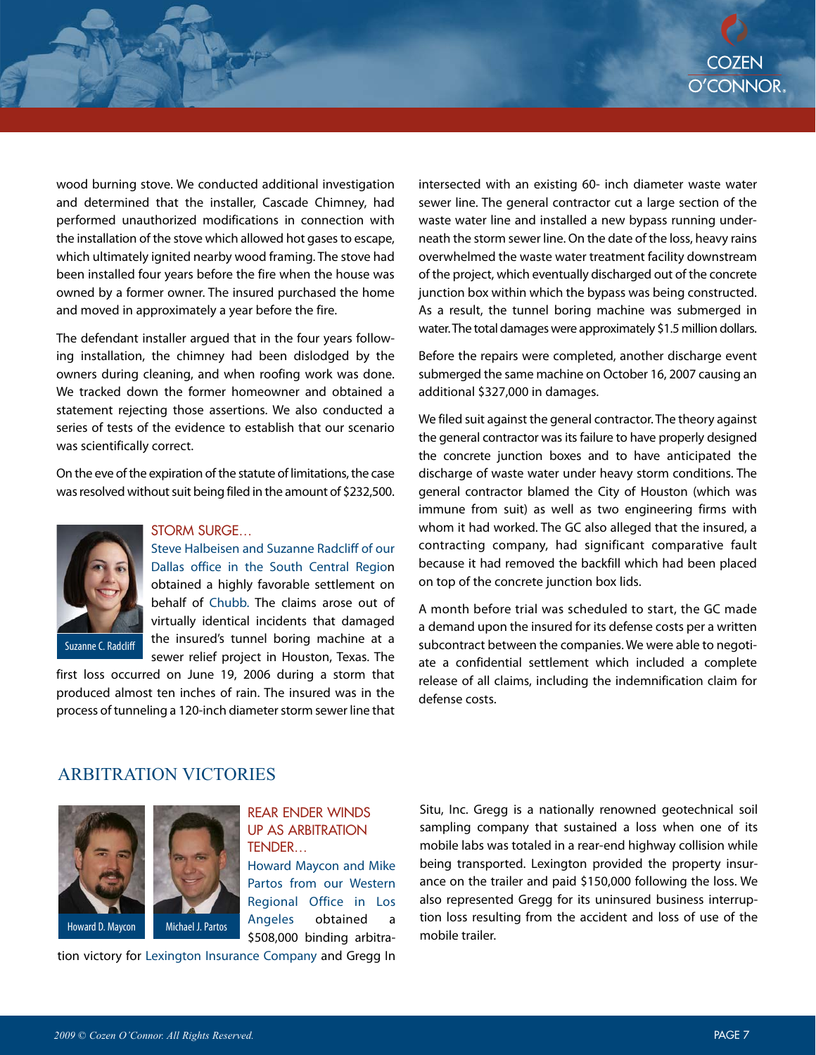wood burning stove. We conducted additional investigation and determined that the installer, Cascade Chimney, had performed unauthorized modifications in connection with the installation of the stove which allowed hot gases to escape, which ultimately ignited nearby wood framing. The stove had been installed four years before the fire when the house was owned by a former owner. The insured purchased the home and moved in approximately a year before the fire.

The defendant installer argued that in the four years following installation, the chimney had been dislodged by the owners during cleaning, and when roofing work was done. We tracked down the former homeowner and obtained a statement rejecting those assertions. We also conducted a series of tests of the evidence to establish that our scenario was scientifically correct.

On the eve of the expiration of the statute of limitations, the case was resolved without suit being filed in the amount of $232,500.

Suzanne C. Radcliff

### STORM SURGE…

Steve Halbeisen and Suzanne Radcliff of our Dallas office in the South Central Region obtained a highly favorable settlement on behalf of Chubb. The claims arose out of virtually identical incidents that damaged the insured's tunnel boring machine at a sewer relief project in Houston, Texas. The first loss occurred on June 19, 2006 during a storm that produced almost ten inches of rain. The insured was in the process of tunneling a 120-inch diameter storm sewer line that intersected with an existing 60- inch diameter waste water sewer line. The general contractor cut a large section of the waste water line and installed a new bypass running underneath the storm sewer line. On the date of the loss, heavy rains overwhelmed the waste water treatment facility downstream of the project, which eventually discharged out of the concrete junction box within which the bypass was being constructed. As a result, the tunnel boring machine was submerged in water. The total damages were approximately $1.5 million dollars.

Before the repairs were completed, another discharge event submerged the same machine on October 16, 2007 causing an additional $327,000 in damages.

We filed suit against the general contractor. The theory against the general contractor was its failure to have properly designed the concrete junction boxes and to have anticipated the discharge of waste water under heavy storm conditions. The general contractor blamed the City of Houston (which was immune from suit) as well as two engineering firms with whom it had worked. The GC also alleged that the insured, a contracting company, had significant comparative fault because it had removed the backfill which had been placed on top of the concrete junction box lids.

A month before trial was scheduled to start, the GC made a demand upon the insured for its defense costs per a written subcontract between the companies. We were able to negotiate a confidential settlement which included a complete release of all claims, including the indemnification claim for defense costs.

## ARBITRATION VICTORIES

Howard D. Maycon

Michael J. Partos

### REAR ENDER WINDS UP AS ARBITRATION TENDER…

Howard Maycon and Mike Partos from our Western Regional Office in Los Angeles obtained a $508,000 binding arbitration victory for Lexington Insurance Company and Gregg In Situ, Inc. Gregg is a nationally renowned geotechnical soil sampling company that sustained a loss when one of its mobile labs was totaled in a rear-end highway collision while being transported. Lexington provided the property insurance on the trailer and paid $150,000 following the loss. We also represented Gregg for its uninsured business interruption loss resulting from the accident and loss of use of the mobile trailer.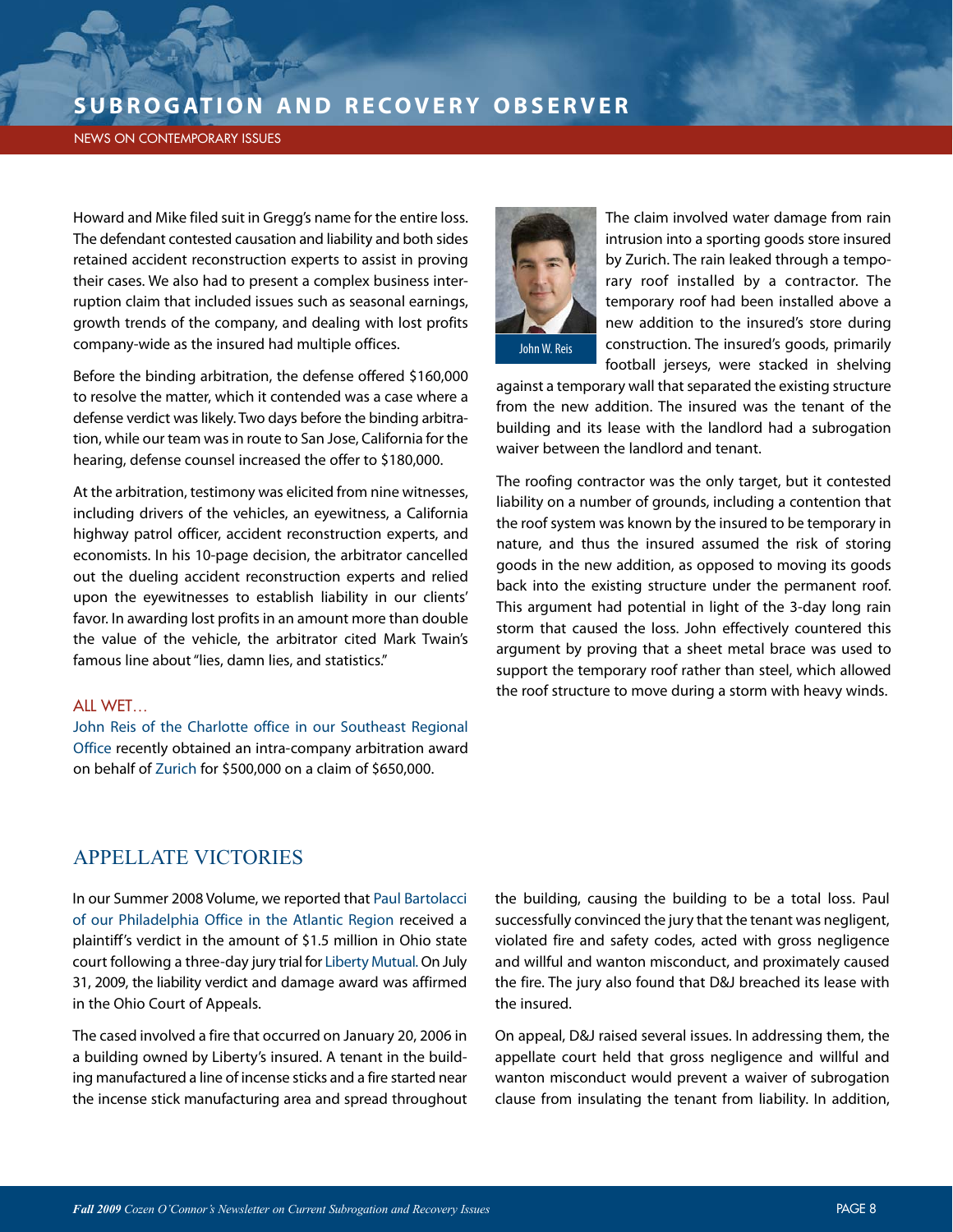Howard and Mike filed suit in Gregg's name for the entire loss. The defendant contested causation and liability and both sides retained accident reconstruction experts to assist in proving their cases. We also had to present a complex business interruption claim that included issues such as seasonal earnings, growth trends of the company, and dealing with lost profits company-wide as the insured had multiple offices.

Before the binding arbitration, the defense offered $160,000 to resolve the matter, which it contended was a case where a defense verdict was likely. Two days before the binding arbitration, while our team was in route to San Jose, California for the hearing, defense counsel increased the offer to $180,000.

At the arbitration, testimony was elicited from nine witnesses, including drivers of the vehicles, an eyewitness, a California highway patrol officer, accident reconstruction experts, and economists. In his 10-page decision, the arbitrator cancelled out the dueling accident reconstruction experts and relied upon the eyewitnesses to establish liability in our clients' favor. In awarding lost profits in an amount more than double the value of the vehicle, the arbitrator cited Mark Twain's famous line about "lies, damn lies, and statistics."

### ALL WET…

John Reis of the Charlotte office in our Southeast Regional Office recently obtained an intra-company arbitration award on behalf of Zurich for $500,000 on a claim of $650,000.

John W. Reis

The claim involved water damage from rain intrusion into a sporting goods store insured by Zurich. The rain leaked through a temporary roof installed by a contractor. The temporary roof had been installed above a new addition to the insured's store during construction. The insured's goods, primarily football jerseys, were stacked in shelving against a temporary wall that separated the existing structure from the new addition. The insured was the tenant of the building and its lease with the landlord had a subrogation waiver between the landlord and tenant.

The roofing contractor was the only target, but it contested liability on a number of grounds, including a contention that the roof system was known by the insured to be temporary in nature, and thus the insured assumed the risk of storing goods in the new addition, as opposed to moving its goods back into the existing structure under the permanent roof. This argument had potential in light of the 3-day long rain storm that caused the loss. John effectively countered this argument by proving that a sheet metal brace was used to support the temporary roof rather than steel, which allowed the roof structure to move during a storm with heavy winds.

## APPELLATE VICTORIES

In our Summer 2008 Volume, we reported that Paul Bartolacci of our Philadelphia Office in the Atlantic Region received a plaintiff's verdict in the amount of $1.5 million in Ohio state court following a three-day jury trial for Liberty Mutual. On July 31, 2009, the liability verdict and damage award was affirmed in the Ohio Court of Appeals.

The cased involved a fire that occurred on January 20, 2006 in a building owned by Liberty's insured. A tenant in the building manufactured a line of incense sticks and a fire started near the incense stick manufacturing area and spread throughout the building, causing the building to be a total loss. Paul successfully convinced the jury that the tenant was negligent, violated fire and safety codes, acted with gross negligence and willful and wanton misconduct, and proximately caused the fire. The jury also found that D&J breached its lease with the insured.

On appeal, D&J raised several issues. In addressing them, the appellate court held that gross negligence and willful and wanton misconduct would prevent a waiver of subrogation clause from insulating the tenant from liability. In addition,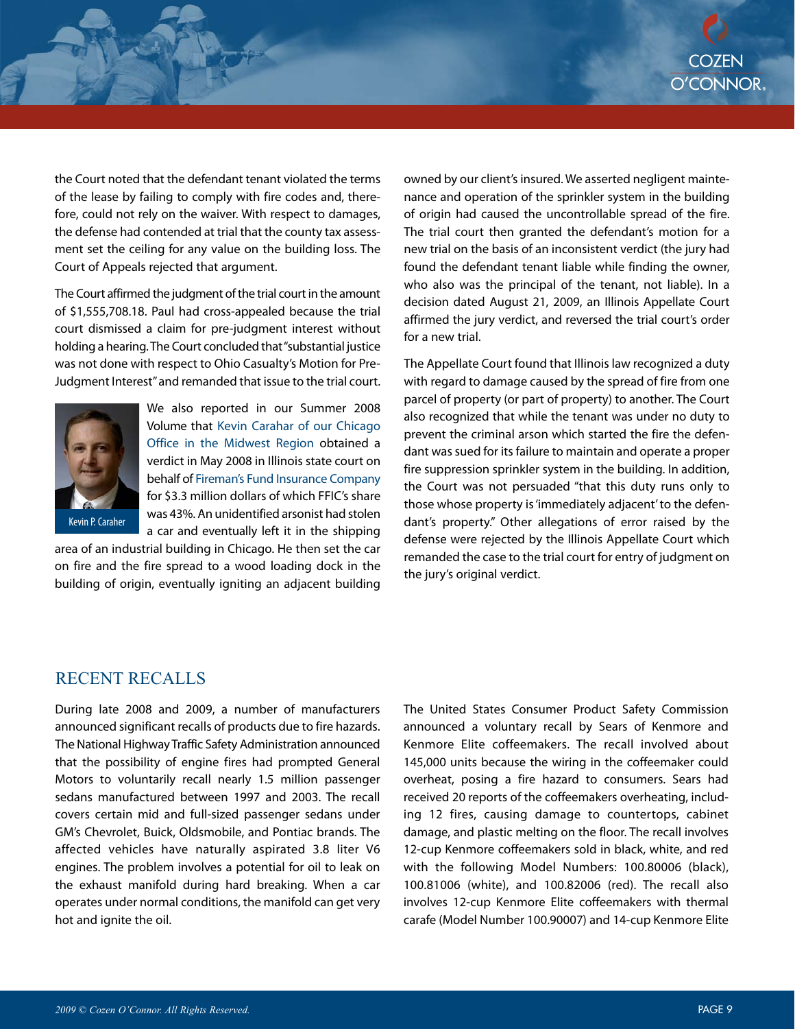the Court noted that the defendant tenant violated the terms of the lease by failing to comply with fire codes and, therefore, could not rely on the waiver. With respect to damages, the defense had contended at trial that the county tax assessment set the ceiling for any value on the building loss. The Court of Appeals rejected that argument.

The Court affirmed the judgment of the trial court in the amount of $1,555,708.18. Paul had cross-appealed because the trial court dismissed a claim for pre-judgment interest without holding a hearing. The Court concluded that "substantial justice was not done with respect to Ohio Casualty's Motion for Pre-Judgment Interest" and remanded that issue to the trial court.

Kevin P. Caraher

We also reported in our Summer 2008 Volume that Kevin Carahar of our Chicago Office in the Midwest Region obtained a verdict in May 2008 in Illinois state court on behalf of Fireman's Fund Insurance Company for $3.3 million dollars of which FFIC's share was 43%. An unidentified arsonist had stolen a car and eventually left it in the shipping area of an industrial building in Chicago. He then set the car on fire and the fire spread to a wood loading dock in the building of origin, eventually igniting an adjacent building owned by our client's insured. We asserted negligent maintenance and operation of the sprinkler system in the building of origin had caused the uncontrollable spread of the fire. The trial court then granted the defendant's motion for a new trial on the basis of an inconsistent verdict (the jury had found the defendant tenant liable while finding the owner, who also was the principal of the tenant, not liable). In a decision dated August 21, 2009, an Illinois Appellate Court affirmed the jury verdict, and reversed the trial court's order for a new trial.

The Appellate Court found that Illinois law recognized a duty with regard to damage caused by the spread of fire from one parcel of property (or part of property) to another. The Court also recognized that while the tenant was under no duty to prevent the criminal arson which started the fire the defendant was sued for its failure to maintain and operate a proper fire suppression sprinkler system in the building. In addition, the Court was not persuaded "that this duty runs only to those whose property is 'immediately adjacent' to the defendant's property." Other allegations of error raised by the defense were rejected by the Illinois Appellate Court which remanded the case to the trial court for entry of judgment on the jury's original verdict.

## RECENT RECALLS

During late 2008 and 2009, a number of manufacturers announced significant recalls of products due to fire hazards. The National Highway Traffic Safety Administration announced that the possibility of engine fires had prompted General Motors to voluntarily recall nearly 1.5 million passenger sedans manufactured between 1997 and 2003. The recall covers certain mid and full-sized passenger sedans under GM's Chevrolet, Buick, Oldsmobile, and Pontiac brands. The affected vehicles have naturally aspirated 3.8 liter V6 engines. The problem involves a potential for oil to leak on the exhaust manifold during hard breaking. When a car operates under normal conditions, the manifold can get very hot and ignite the oil.

The United States Consumer Product Safety Commission announced a voluntary recall by Sears of Kenmore and Kenmore Elite coffeemakers. The recall involved about 145,000 units because the wiring in the coffeemaker could overheat, posing a fire hazard to consumers. Sears had received 20 reports of the coffeemakers overheating, including 12 fires, causing damage to countertops, cabinet damage, and plastic melting on the floor. The recall involves 12-cup Kenmore coffeemakers sold in black, white, and red with the following Model Numbers: 100.80006 (black), 100.81006 (white), and 100.82006 (red). The recall also involves 12-cup Kenmore Elite coffeemakers with thermal carafe (Model Number 100.90007) and 14-cup Kenmore Elite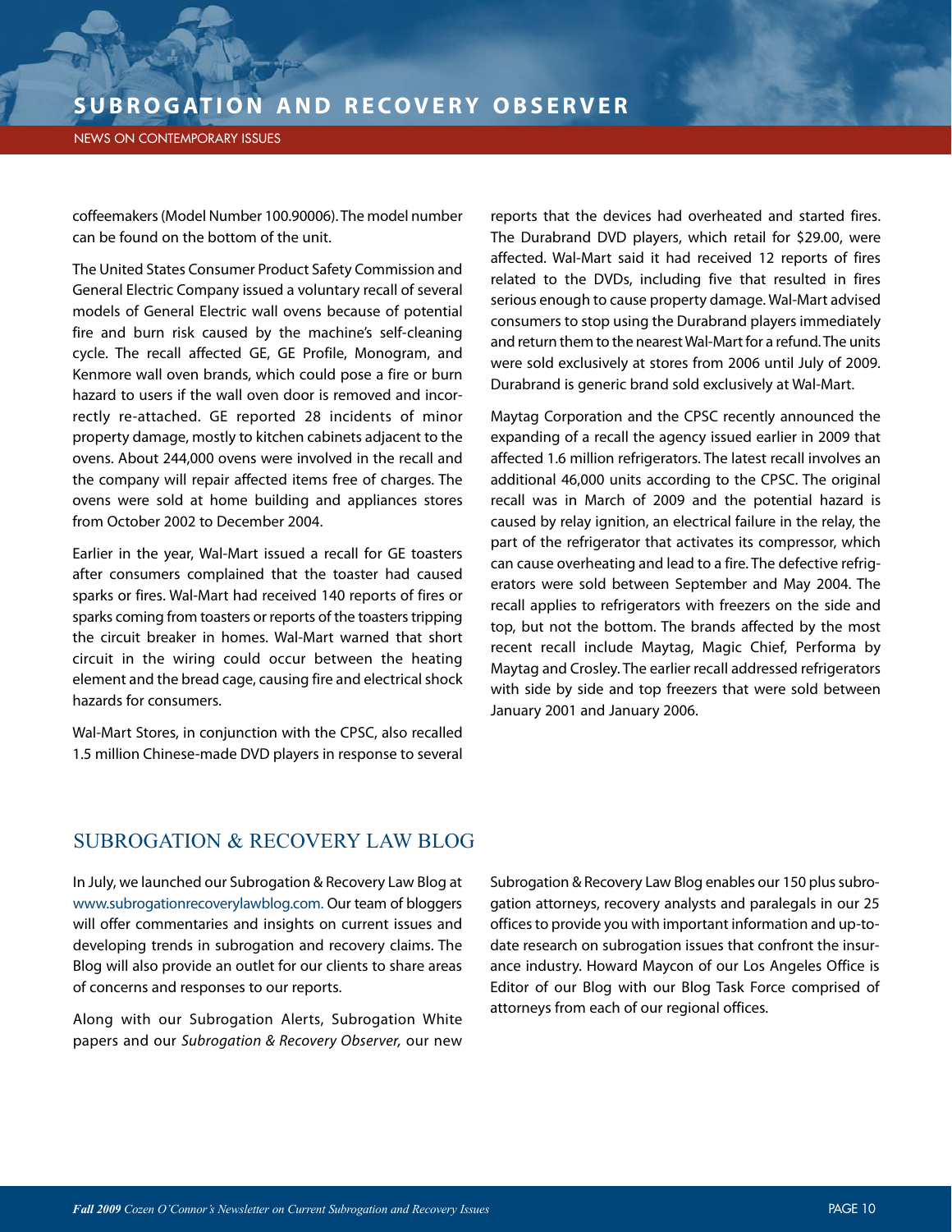coffeemakers (Model Number 100.90006). The model number can be found on the bottom of the unit.

The United States Consumer Product Safety Commission and General Electric Company issued a voluntary recall of several models of General Electric wall ovens because of potential fire and burn risk caused by the machine's self-cleaning cycle. The recall affected GE, GE Profile, Monogram, and Kenmore wall oven brands, which could pose a fire or burn hazard to users if the wall oven door is removed and incorrectly re-attached. GE reported 28 incidents of minor property damage, mostly to kitchen cabinets adjacent to the ovens. About 244,000 ovens were involved in the recall and the company will repair affected items free of charges. The ovens were sold at home building and appliances stores from October 2002 to December 2004.

Earlier in the year, Wal-Mart issued a recall for GE toasters after consumers complained that the toaster had caused sparks or fires. Wal-Mart had received 140 reports of fires or sparks coming from toasters or reports of the toasters tripping the circuit breaker in homes. Wal-Mart warned that short circuit in the wiring could occur between the heating element and the bread cage, causing fire and electrical shock hazards for consumers.

Wal-Mart Stores, in conjunction with the CPSC, also recalled 1.5 million Chinese-made DVD players in response to several reports that the devices had overheated and started fires. The Durabrand DVD players, which retail for $29.00, were affected. Wal-Mart said it had received 12 reports of fires related to the DVDs, including five that resulted in fires serious enough to cause property damage. Wal-Mart advised consumers to stop using the Durabrand players immediately and return them to the nearest Wal-Mart for a refund. The units were sold exclusively at stores from 2006 until July of 2009. Durabrand is generic brand sold exclusively at Wal-Mart.

Maytag Corporation and the CPSC recently announced the expanding of a recall the agency issued earlier in 2009 that affected 1.6 million refrigerators. The latest recall involves an additional 46,000 units according to the CPSC. The original recall was in March of 2009 and the potential hazard is caused by relay ignition, an electrical failure in the relay, the part of the refrigerator that activates its compressor, which can cause overheating and lead to a fire. The defective refrigerators were sold between September and May 2004. The recall applies to refrigerators with freezers on the side and top, but not the bottom. The brands affected by the most recent recall include Maytag, Magic Chief, Performa by Maytag and Crosley. The earlier recall addressed refrigerators with side by side and top freezers that were sold between January 2001 and January 2006.

## SUBROGATION & RECOVERY LAW BLOG

In July, we launched our Subrogation & Recovery Law Blog at www.subrogationrecoverylawblog.com. Our team of bloggers will offer commentaries and insights on current issues and developing trends in subrogation and recovery claims. The Blog will also provide an outlet for our clients to share areas of concerns and responses to our reports.

Along with our Subrogation Alerts, Subrogation White papers and our *Subrogation & Recovery Observer,* our new Subrogation & Recovery Law Blog enables our 150 plus subrogation attorneys, recovery analysts and paralegals in our 25 offices to provide you with important information and up-to-date research on subrogation issues that confront the insurance industry. Howard Maycon of our Los Angeles Office is Editor of our Blog with our Blog Task Force comprised of attorneys from each of our regional offices.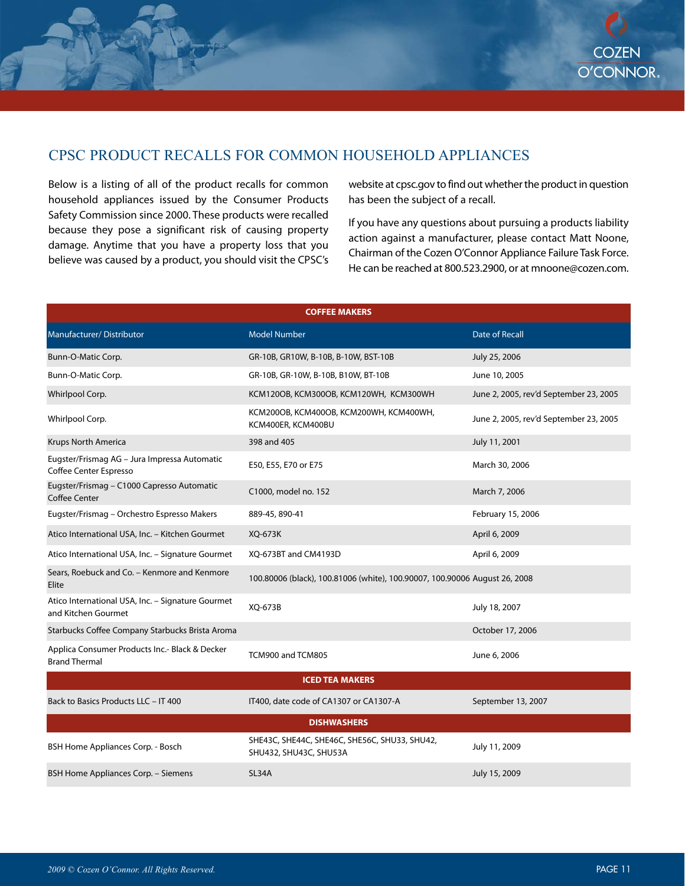## CPSC PRODUCT RECALLS FOR COMMON HOUSEHOLD APPLIANCES

Below is a listing of all of the product recalls for common household appliances issued by the Consumer Products Safety Commission since 2000. These products were recalled because they pose a significant risk of causing property damage. Anytime that you have a property loss that you believe was caused by a product, you should visit the CPSC's website at cpsc.gov to find out whether the product in question has been the subject of a recall.

If you have any questions about pursuing a products liability action against a manufacturer, please contact Matt Noone, Chairman of the Cozen O'Connor Appliance Failure Task Force. He can be reached at 800.523.2900, or at mnoone@cozen.com.

| Manufacturer/ Distributor | Model Number | Date of Recall |
|---|---|---|
| **COFFEE MAKERS** | | |
| Bunn-O-Matic Corp. | GR-10B, GR10W, B-10B, B-10W, BST-10B | July 25, 2006 |
| Bunn-O-Matic Corp. | GR-10B, GR-10W, B-10B, B10W, BT-10B | June 10, 2005 |
| Whirlpool Corp. | KCM120OB, KCM300OB, KCM120WH, KCM300WH | June 2, 2005, rev'd September 23, 2005 |
| Whirlpool Corp. | KCM200OB, KCM400OB, KCM200WH, KCM400WH, KCM400ER, KCM400BU | June 2, 2005, rev'd September 23, 2005 |
| Krups North America | 398 and 405 | July 11, 2001 |
| Eugster/Frismag AG – Jura Impressa Automatic Coffee Center Espresso | E50, E55, E70 or E75 | March 30, 2006 |
| Eugster/Frismag – C1000 Capresso Automatic Coffee Center | C1000, model no. 152 | March 7, 2006 |
| Eugster/Frismag – Orchestro Espresso Makers | 889-45, 890-41 | February 15, 2006 |
| Atico International USA, Inc. – Kitchen Gourmet | XQ-673K | April 6, 2009 |
| Atico International USA, Inc. – Signature Gourmet | XQ-673BT and CM4193D | April 6, 2009 |
| Sears, Roebuck and Co. – Kenmore and Kenmore Elite | 100.80006 (black), 100.81006 (white), 100.90007, 100.90006 | August 26, 2008 |
| Atico International USA, Inc. – Signature Gourmet and Kitchen Gourmet | XQ-673B | July 18, 2007 |
| Starbucks Coffee Company Starbucks Brista Aroma | | October 17, 2006 |
| Applica Consumer Products Inc.- Black & Decker Brand Thermal | TCM900 and TCM805 | June 6, 2006 |
| **ICED TEA MAKERS** | | |
| Back to Basics Products LLC – IT 400 | IT400, date code of CA1307 or CA1307-A | September 13, 2007 |
| **DISHWASHERS** | | |
| BSH Home Appliances Corp. - Bosch | SHE43C, SHE44C, SHE46C, SHE56C, SHU33, SHU42, SHU432, SHU43C, SHU53A | July 11, 2009 |
| BSH Home Appliances Corp. – Siemens | SL34A | July 15, 2009 |

*2009 © Cozen O'Connor. All Rights Reserved.*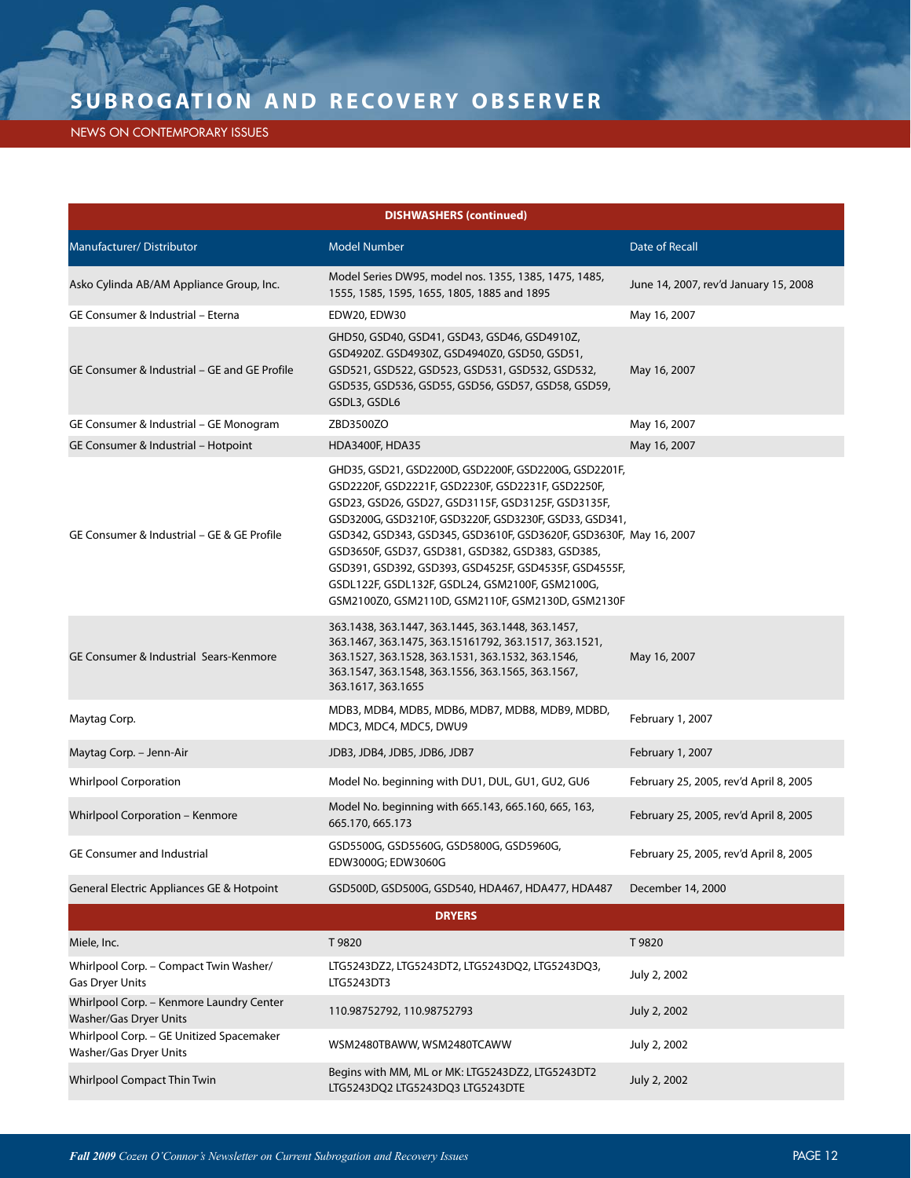| DISHWASHERS (continued) | | |
|---|---|---|
| Manufacturer/ Distributor | Model Number | Date of Recall |
| Asko Cylinda AB/AM Appliance Group, Inc. | Model Series DW95, model nos. 1355, 1385, 1475, 1485, 1555, 1585, 1595, 1655, 1805, 1885 and 1895 | June 14, 2007, rev'd January 15, 2008 |
| GE Consumer & Industrial – Eterna | EDW20, EDW30 | May 16, 2007 |
| GE Consumer & Industrial – GE and GE Profile | GHD50, GSD40, GSD41, GSD43, GSD46, GSD4910Z, GSD4920Z. GSD4930Z, GSD4940Z0, GSD50, GSD51, GSD521, GSD522, GSD523, GSD531, GSD532, GSD532, GSD535, GSD536, GSD55, GSD56, GSD57, GSD58, GSD59, GSDL3, GSDL6 | May 16, 2007 |
| GE Consumer & Industrial – GE Monogram | ZBD3500ZO | May 16, 2007 |
| GE Consumer & Industrial – Hotpoint | HDA3400F, HDA35 | May 16, 2007 |
| GE Consumer & Industrial – GE & GE Profile | GHD35, GSD21, GSD2200D, GSD2200F, GSD2200G, GSD2201F, GSD2220F, GSD2221F, GSD2230F, GSD2231F, GSD2250F, GSD23, GSD26, GSD27, GSD3115F, GSD3125F, GSD3135F, GSD3200G, GSD3210F, GSD3220F, GSD3230F, GSD33, GSD341, GSD342, GSD343, GSD345, GSD3610F, GSD3620F, GSD3630F, GSD3650F, GSD37, GSD381, GSD382, GSD383, GSD385, GSD391, GSD392, GSD393, GSD4525F, GSD4535F, GSD4555F, GSDL122F, GSDL132F, GSDL24, GSM2100F, GSM2100G, GSM2100Z0, GSM2110D, GSM2110F, GSM2130D, GSM2130F | May 16, 2007 |
| GE Consumer & Industrial Sears-Kenmore | 363.1438, 363.1447, 363.1445, 363.1448, 363.1457, 363.1467, 363.1475, 363.15161792, 363.1517, 363.1521, 363.1527, 363.1528, 363.1531, 363.1532, 363.1546, 363.1547, 363.1548, 363.1556, 363.1565, 363.1567, 363.1617, 363.1655 | May 16, 2007 |
| Maytag Corp. | MDB3, MDB4, MDB5, MDB6, MDB7, MDB8, MDB9, MDBD, MDC3, MDC4, MDC5, DWU9 | February 1, 2007 |
| Maytag Corp. – Jenn-Air | JDB3, JDB4, JDB5, JDB6, JDB7 | February 1, 2007 |
| Whirlpool Corporation | Model No. beginning with DU1, DUL, GU1, GU2, GU6 | February 25, 2005, rev'd April 8, 2005 |
| Whirlpool Corporation – Kenmore | Model No. beginning with 665.143, 665.160, 665, 163, 665.170, 665.173 | February 25, 2005, rev'd April 8, 2005 |
| GE Consumer and Industrial | GSD5500G, GSD5560G, GSD5800G, GSD5960G, EDW3000G; EDW3060G | February 25, 2005, rev'd April 8, 2005 |
| General Electric Appliances GE & Hotpoint | GSD500D, GSD500G, GSD540, HDA467, HDA477, HDA487 | December 14, 2000 |
| **DRYERS** | | |
| Miele, Inc. | T 9820 | T 9820 |
| Whirlpool Corp. – Compact Twin Washer/ Gas Dryer Units | LTG5243DZ2, LTG5243DT2, LTG5243DQ2, LTG5243DQ3, LTG5243DT3 | July 2, 2002 |
| Whirlpool Corp. – Kenmore Laundry Center Washer/Gas Dryer Units | 110.98752792, 110.98752793 | July 2, 2002 |
| Whirlpool Corp. – GE Unitized Spacemaker Washer/Gas Dryer Units | WSM2480TBAWW, WSM2480TCAWW | July 2, 2002 |
| Whirlpool Compact Thin Twin | Begins with MM, ML or MK: LTG5243DZ2, LTG5243DT2 LTG5243DQ2 LTG5243DQ3 LTG5243DTE | July 2, 2002 |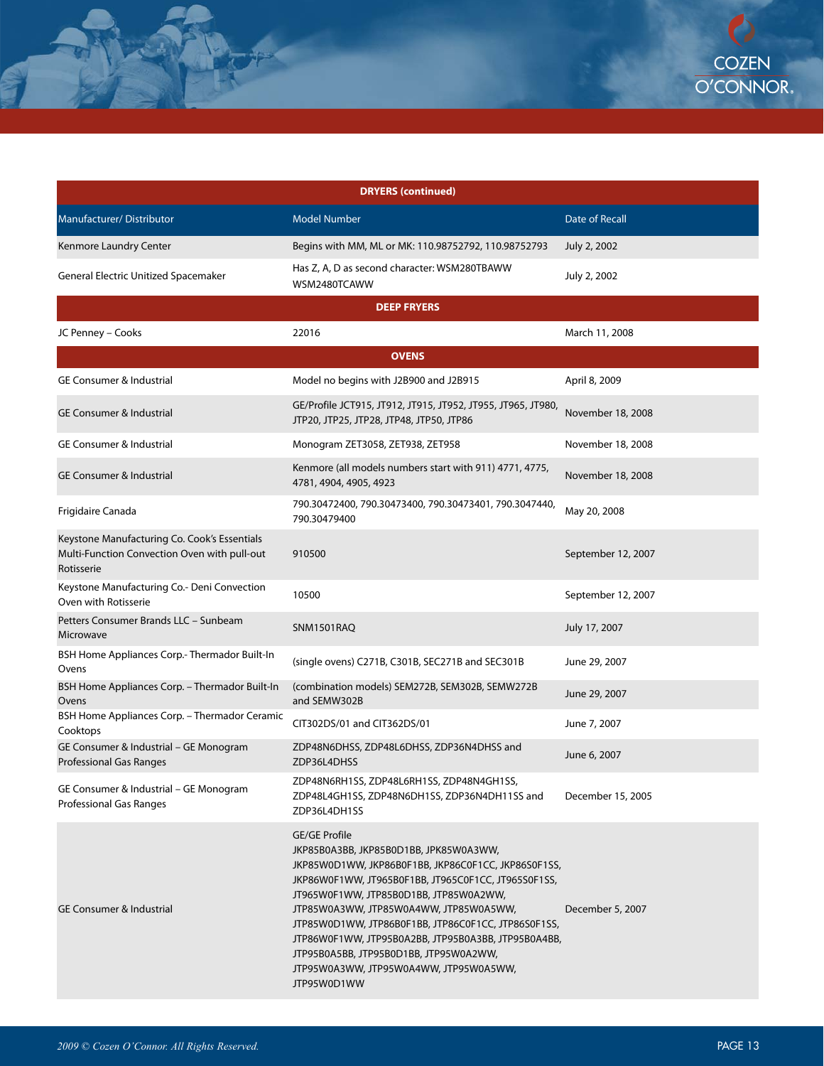| DRYERS (continued) | | |
|---|---|---|
| Manufacturer/ Distributor | Model Number | Date of Recall |
| Kenmore Laundry Center | Begins with MM, ML or MK: 110.98752792, 110.98752793 | July 2, 2002 |
| General Electric Unitized Spacemaker | Has Z, A, D as second character: WSM280TBAWW WSM2480TCAWW | July 2, 2002 |
| **DEEP FRYERS** | | |
| JC Penney – Cooks | 22016 | March 11, 2008 |
| **OVENS** | | |
| GE Consumer & Industrial | Model no begins with J2B900 and J2B915 | April 8, 2009 |
| GE Consumer & Industrial | GE/Profile JCT915, JT912, JT915, JT952, JT955, JT965, JT980, JTP20, JTP25, JTP28, JTP48, JTP50, JTP86 | November 18, 2008 |
| GE Consumer & Industrial | Monogram ZET3058, ZET938, ZET958 | November 18, 2008 |
| GE Consumer & Industrial | Kenmore (all models numbers start with 911) 4771, 4775, 4781, 4904, 4905, 4923 | November 18, 2008 |
| Frigidaire Canada | 790.30472400, 790.30473400, 790.30473401, 790.3047440, 790.30479400 | May 20, 2008 |
| Keystone Manufacturing Co. Cook's Essentials Multi-Function Convection Oven with pull-out Rotisserie | 910500 | September 12, 2007 |
| Keystone Manufacturing Co.- Deni Convection Oven with Rotisserie | 10500 | September 12, 2007 |
| Petters Consumer Brands LLC – Sunbeam Microwave | SNM1501RAQ | July 17, 2007 |
| BSH Home Appliances Corp.- Thermador Built-In Ovens | (single ovens) C271B, C301B, SEC271B and SEC301B | June 29, 2007 |
| BSH Home Appliances Corp. – Thermador Built-In Ovens | (combination models) SEM272B, SEM302B, SEMW272B and SEMW302B | June 29, 2007 |
| BSH Home Appliances Corp. – Thermador Ceramic Cooktops | CIT302DS/01 and CIT362DS/01 | June 7, 2007 |
| GE Consumer & Industrial – GE Monogram Professional Gas Ranges | ZDP48N6DHSS, ZDP48L6DHSS, ZDP36N4DHSS and ZDP36L4DHSS | June 6, 2007 |
| GE Consumer & Industrial – GE Monogram Professional Gas Ranges | ZDP48N6RH1SS, ZDP48L6RH1SS, ZDP48N4GH1SS, ZDP48L4GH1SS, ZDP48N6DH1SS, ZDP36N4DH11SS and ZDP36L4DH1SS | December 15, 2005 |
| GE Consumer & Industrial | GE/GE Profile JKP85B0A3BB, JKP85B0D1BB, JPK85W0A3WW, JKP85W0D1WW, JKP86B0F1BB, JKP86C0F1CC, JKP86S0F1SS, JKP86W0F1WW, JT965B0F1BB, JT965C0F1CC, JT965S0F1SS, JT965W0F1WW, JTP85B0D1BB, JTP85W0A2WW, JTP85W0A3WW, JTP85W0A4WW, JTP85W0A5WW, JTP85W0D1WW, JTP86B0F1BB, JTP86C0F1CC, JTP86S0F1SS, JTP86W0F1WW, JTP95B0A2BB, JTP95B0A3BB, JTP95B0A4BB, JTP95B0A5BB, JTP95B0D1BB, JTP95W0A2WW, JTP95W0A3WW, JTP95W0A4WW, JTP95W0A5WW, JTP95W0D1WW | December 5, 2007 |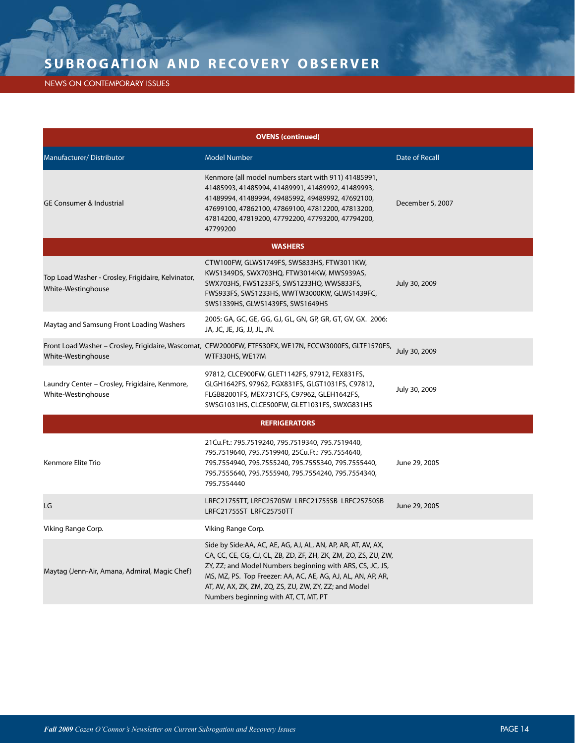| OVENS (continued) | | |
|---|---|---|
| Manufacturer/ Distributor | Model Number | Date of Recall |
| GE Consumer & Industrial | Kenmore (all model numbers start with 911) 41485991, 41485993, 41485994, 41489991, 41489992, 41489993, 41489994, 41489994, 49485992, 49489992, 47692100, 47699100, 47862100, 47869100, 47812200, 47813200, 47814200, 47819200, 47792200, 47793200, 47794200, 47799200 | December 5, 2007 |
| **WASHERS** | | |
| Top Load Washer - Crosley, Frigidaire, Kelvinator, White-Westinghouse | CTW100FW, GLWS1749FS, SWS833HS, FTW3011KW, KWS1349DS, SWX703HQ, FTW3014KW, MWS939AS, SWX703HS, FWS1233FS, SWS1233HQ, WWS833FS, FWS933FS, SWS1233HS, WWTW3000KW, GLWS1439FC, SWS1339HS, GLWS1439FS, SWS1649HS | July 30, 2009 |
| Maytag and Samsung Front Loading Washers | 2005: GA, GC, GE, GG, GJ, GL, GN, GP, GR, GT, GV, GX. 2006: JA, JC, JE, JG, JJ, JL, JN. | |
| Front Load Washer – Crosley, Frigidaire, Wascomat, White-Westinghouse | CFW2000FW, FTF530FX, WE17N, FCCW3000FS, GLTF1570FS, WTF330HS, WE17M | July 30, 2009 |
| Laundry Center – Crosley, Frigidaire, Kenmore, White-Westinghouse | 97812, CLCE900FW, GLET1142FS, 97912, FEX831FS, GLGH1642FS, 97962, FGX831FS, GLGT1031FS, C97812, FLGB82001FS, MEX731CFS, C97962, GLEH1642FS, SWSG1031HS, CLCE500FW, GLET1031FS, SWXG831HS | July 30, 2009 |
| **REFRIGERATORS** | | |
| Kenmore Elite Trio | 21Cu.Ft.: 795.7519240, 795.7519340, 795.7519440, 795.7519640, 795.7519940, 25Cu.Ft.: 795.7554640, 795.7554940, 795.7555240, 795.7555340, 795.7555440, 795.7555640, 795.7555940, 795.7554240, 795.7554340, 795.7554440 | June 29, 2005 |
| LG | LRFC21755TT, LRFC2570SW LRFC21755SB LRFC25750SB LRFC21755ST LRFC25750TT | June 29, 2005 |
| Viking Range Corp. | Viking Range Corp. | |
| Maytag (Jenn-Air, Amana, Admiral, Magic Chef) | Side by Side:AA, AC, AE, AG, AJ, AL, AN, AP, AR, AT, AV, AX, CA, CC, CE, CG, CJ, CL, ZB, ZD, ZF, ZH, ZK, ZM, ZQ, ZS, ZU, ZW, ZY, ZZ; and Model Numbers beginning with ARS, CS, JC, JS, MS, MZ, PS. Top Freezer: AA, AC, AE, AG, AJ, AL, AN, AP, AR, AT, AV, AX, ZK, ZM, ZQ, ZS, ZU, ZW, ZY, ZZ; and Model Numbers beginning with AT, CT, MT, PT | |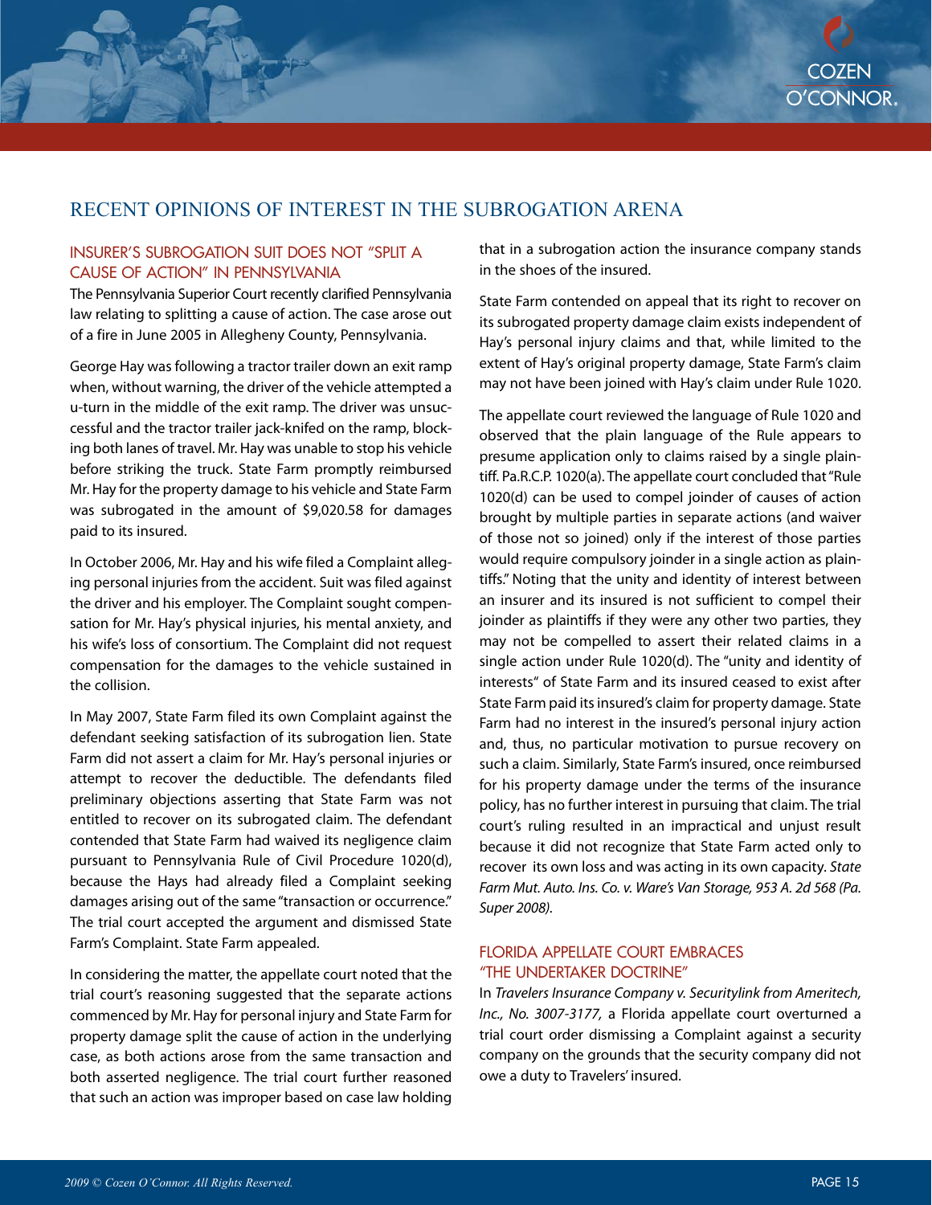# RECENT OPINIONS OF INTEREST IN THE SUBROGATION ARENA

## INSURER'S SUBROGATION SUIT DOES NOT "SPLIT A CAUSE OF ACTION" IN PENNSYLVANIA

The Pennsylvania Superior Court recently clarified Pennsylvania law relating to splitting a cause of action. The case arose out of a fire in June 2005 in Allegheny County, Pennsylvania.

George Hay was following a tractor trailer down an exit ramp when, without warning, the driver of the vehicle attempted a u-turn in the middle of the exit ramp. The driver was unsuccessful and the tractor trailer jack-knifed on the ramp, blocking both lanes of travel. Mr. Hay was unable to stop his vehicle before striking the truck. State Farm promptly reimbursed Mr. Hay for the property damage to his vehicle and State Farm was subrogated in the amount of $9,020.58 for damages paid to its insured.

In October 2006, Mr. Hay and his wife filed a Complaint alleging personal injuries from the accident. Suit was filed against the driver and his employer. The Complaint sought compensation for Mr. Hay's physical injuries, his mental anxiety, and his wife's loss of consortium. The Complaint did not request compensation for the damages to the vehicle sustained in the collision.

In May 2007, State Farm filed its own Complaint against the defendant seeking satisfaction of its subrogation lien. State Farm did not assert a claim for Mr. Hay's personal injuries or attempt to recover the deductible. The defendants filed preliminary objections asserting that State Farm was not entitled to recover on its subrogated claim. The defendant contended that State Farm had waived its negligence claim pursuant to Pennsylvania Rule of Civil Procedure 1020(d), because the Hays had already filed a Complaint seeking damages arising out of the same "transaction or occurrence." The trial court accepted the argument and dismissed State Farm's Complaint. State Farm appealed.

In considering the matter, the appellate court noted that the trial court's reasoning suggested that the separate actions commenced by Mr. Hay for personal injury and State Farm for property damage split the cause of action in the underlying case, as both actions arose from the same transaction and both asserted negligence. The trial court further reasoned that such an action was improper based on case law holding that in a subrogation action the insurance company stands in the shoes of the insured.

State Farm contended on appeal that its right to recover on its subrogated property damage claim exists independent of Hay's personal injury claims and that, while limited to the extent of Hay's original property damage, State Farm's claim may not have been joined with Hay's claim under Rule 1020.

The appellate court reviewed the language of Rule 1020 and observed that the plain language of the Rule appears to presume application only to claims raised by a single plaintiff. Pa.R.C.P. 1020(a). The appellate court concluded that "Rule 1020(d) can be used to compel joinder of causes of action brought by multiple parties in separate actions (and waiver of those not so joined) only if the interest of those parties would require compulsory joinder in a single action as plaintiffs." Noting that the unity and identity of interest between an insurer and its insured is not sufficient to compel their joinder as plaintiffs if they were any other two parties, they may not be compelled to assert their related claims in a single action under Rule 1020(d). The "unity and identity of interests" of State Farm and its insured ceased to exist after State Farm paid its insured's claim for property damage. State Farm had no interest in the insured's personal injury action and, thus, no particular motivation to pursue recovery on such a claim. Similarly, State Farm's insured, once reimbursed for his property damage under the terms of the insurance policy, has no further interest in pursuing that claim. The trial court's ruling resulted in an impractical and unjust result because it did not recognize that State Farm acted only to recover its own loss and was acting in its own capacity. *State Farm Mut. Auto. Ins. Co. v. Ware's Van Storage, 953 A. 2d 568 (Pa. Super 2008).*

## FLORIDA APPELLATE COURT EMBRACES "THE UNDERTAKER DOCTRINE"

In *Travelers Insurance Company v. Securitylink from Ameritech, Inc., No. 3007-3177,* a Florida appellate court overturned a trial court order dismissing a Complaint against a security company on the grounds that the security company did not owe a duty to Travelers' insured.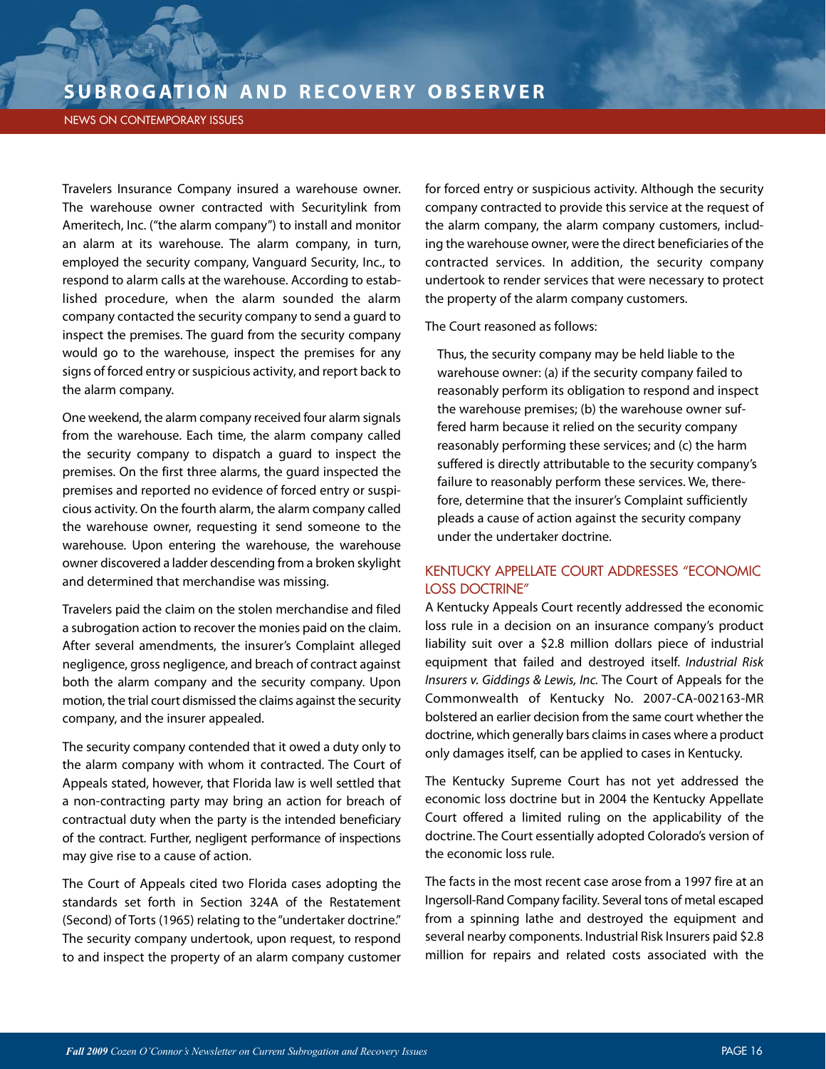Travelers Insurance Company insured a warehouse owner. The warehouse owner contracted with Securitylink from Ameritech, Inc. ("the alarm company") to install and monitor an alarm at its warehouse. The alarm company, in turn, employed the security company, Vanguard Security, Inc., to respond to alarm calls at the warehouse. According to established procedure, when the alarm sounded the alarm company contacted the security company to send a guard to inspect the premises. The guard from the security company would go to the warehouse, inspect the premises for any signs of forced entry or suspicious activity, and report back to the alarm company.

One weekend, the alarm company received four alarm signals from the warehouse. Each time, the alarm company called the security company to dispatch a guard to inspect the premises. On the first three alarms, the guard inspected the premises and reported no evidence of forced entry or suspicious activity. On the fourth alarm, the alarm company called the warehouse owner, requesting it send someone to the warehouse. Upon entering the warehouse, the warehouse owner discovered a ladder descending from a broken skylight and determined that merchandise was missing.

Travelers paid the claim on the stolen merchandise and filed a subrogation action to recover the monies paid on the claim. After several amendments, the insurer's Complaint alleged negligence, gross negligence, and breach of contract against both the alarm company and the security company. Upon motion, the trial court dismissed the claims against the security company, and the insurer appealed.

The security company contended that it owed a duty only to the alarm company with whom it contracted. The Court of Appeals stated, however, that Florida law is well settled that a non-contracting party may bring an action for breach of contractual duty when the party is the intended beneficiary of the contract. Further, negligent performance of inspections may give rise to a cause of action.

The Court of Appeals cited two Florida cases adopting the standards set forth in Section 324A of the Restatement (Second) of Torts (1965) relating to the "undertaker doctrine." The security company undertook, upon request, to respond to and inspect the property of an alarm company customer for forced entry or suspicious activity. Although the security company contracted to provide this service at the request of the alarm company, the alarm company customers, including the warehouse owner, were the direct beneficiaries of the contracted services. In addition, the security company undertook to render services that were necessary to protect the property of the alarm company customers.

The Court reasoned as follows:

> Thus, the security company may be held liable to the warehouse owner: (a) if the security company failed to reasonably perform its obligation to respond and inspect the warehouse premises; (b) the warehouse owner suffered harm because it relied on the security company reasonably performing these services; and (c) the harm suffered is directly attributable to the security company's failure to reasonably perform these services. We, therefore, determine that the insurer's Complaint sufficiently pleads a cause of action against the security company under the undertaker doctrine.

## KENTUCKY APPELLATE COURT ADDRESSES "ECONOMIC LOSS DOCTRINE"

A Kentucky Appeals Court recently addressed the economic loss rule in a decision on an insurance company's product liability suit over a $2.8 million dollars piece of industrial equipment that failed and destroyed itself. *Industrial Risk Insurers v. Giddings & Lewis, Inc.* The Court of Appeals for the Commonwealth of Kentucky No. 2007-CA-002163-MR bolstered an earlier decision from the same court whether the doctrine, which generally bars claims in cases where a product only damages itself, can be applied to cases in Kentucky.

The Kentucky Supreme Court has not yet addressed the economic loss doctrine but in 2004 the Kentucky Appellate Court offered a limited ruling on the applicability of the doctrine. The Court essentially adopted Colorado's version of the economic loss rule.

The facts in the most recent case arose from a 1997 fire at an Ingersoll-Rand Company facility. Several tons of metal escaped from a spinning lathe and destroyed the equipment and several nearby components. Industrial Risk Insurers paid $2.8 million for repairs and related costs associated with the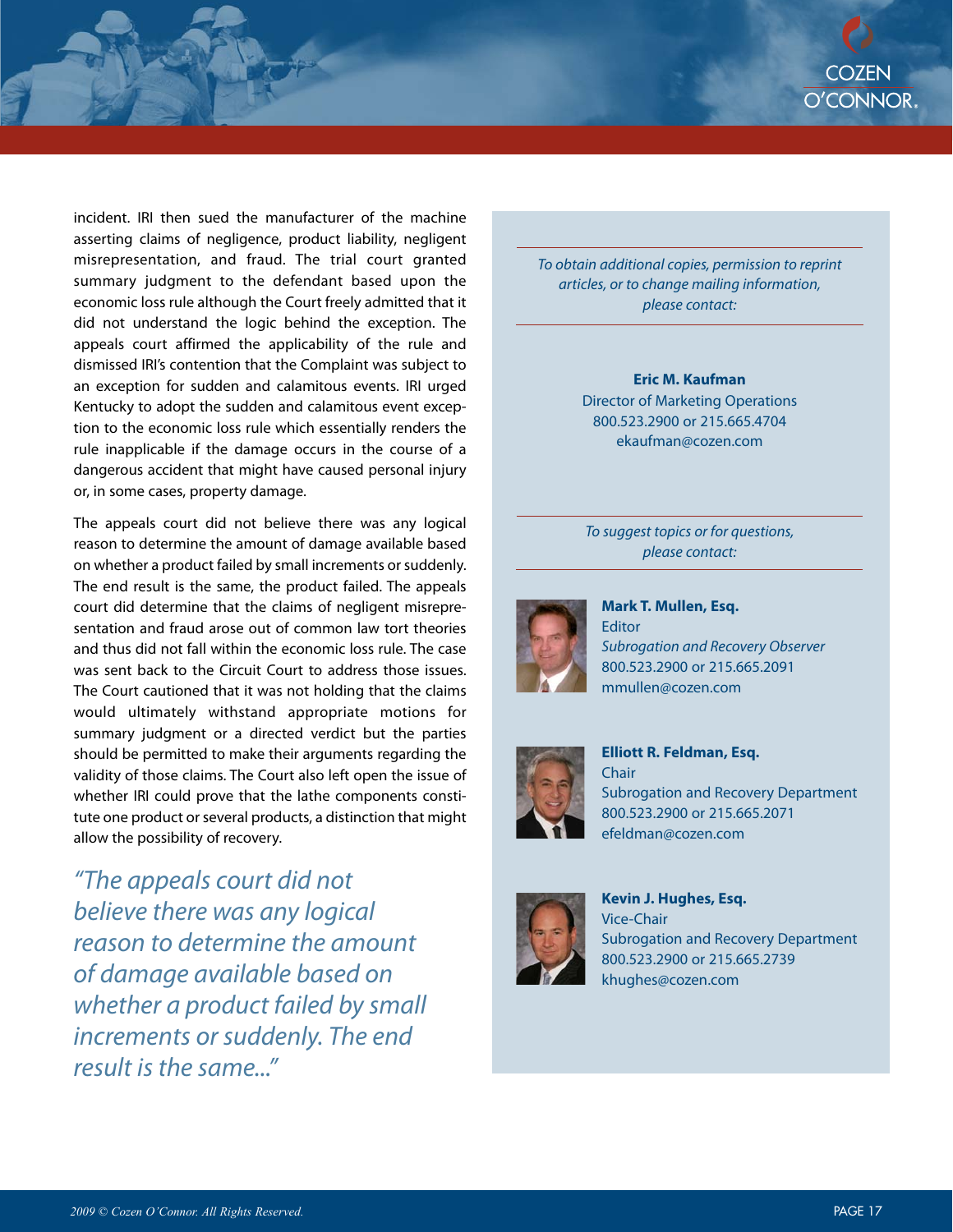incident. IRI then sued the manufacturer of the machine asserting claims of negligence, product liability, negligent misrepresentation, and fraud. The trial court granted summary judgment to the defendant based upon the economic loss rule although the Court freely admitted that it did not understand the logic behind the exception. The appeals court affirmed the applicability of the rule and dismissed IRI's contention that the Complaint was subject to an exception for sudden and calamitous events. IRI urged Kentucky to adopt the sudden and calamitous event exception to the economic loss rule which essentially renders the rule inapplicable if the damage occurs in the course of a dangerous accident that might have caused personal injury or, in some cases, property damage.

The appeals court did not believe there was any logical reason to determine the amount of damage available based on whether a product failed by small increments or suddenly. The end result is the same, the product failed. The appeals court did determine that the claims of negligent misrepresentation and fraud arose out of common law tort theories and thus did not fall within the economic loss rule. The case was sent back to the Circuit Court to address those issues. The Court cautioned that it was not holding that the claims would ultimately withstand appropriate motions for summary judgment or a directed verdict but the parties should be permitted to make their arguments regarding the validity of those claims. The Court also left open the issue of whether IRI could prove that the lathe components constitute one product or several products, a distinction that might allow the possibility of recovery.

*"The appeals court did not believe there was any logical reason to determine the amount of damage available based on whether a product failed by small increments or suddenly. The end result is the same..."*

---

*To obtain additional copies, permission to reprint articles, or to change mailing information, please contact:*

**Eric M. Kaufman**
Director of Marketing Operations
800.523.2900 or 215.665.4704
ekaufman@cozen.com

---

*To suggest topics or for questions, please contact:*

**Mark T. Mullen, Esq.**
Editor
*Subrogation and Recovery Observer*
800.523.2900 or 215.665.2091
mmullen@cozen.com

**Elliott R. Feldman, Esq.**
Chair
Subrogation and Recovery Department
800.523.2900 or 215.665.2071
efeldman@cozen.com

**Kevin J. Hughes, Esq.**
Vice-Chair
Subrogation and Recovery Department
800.523.2900 or 215.665.2739
khughes@cozen.com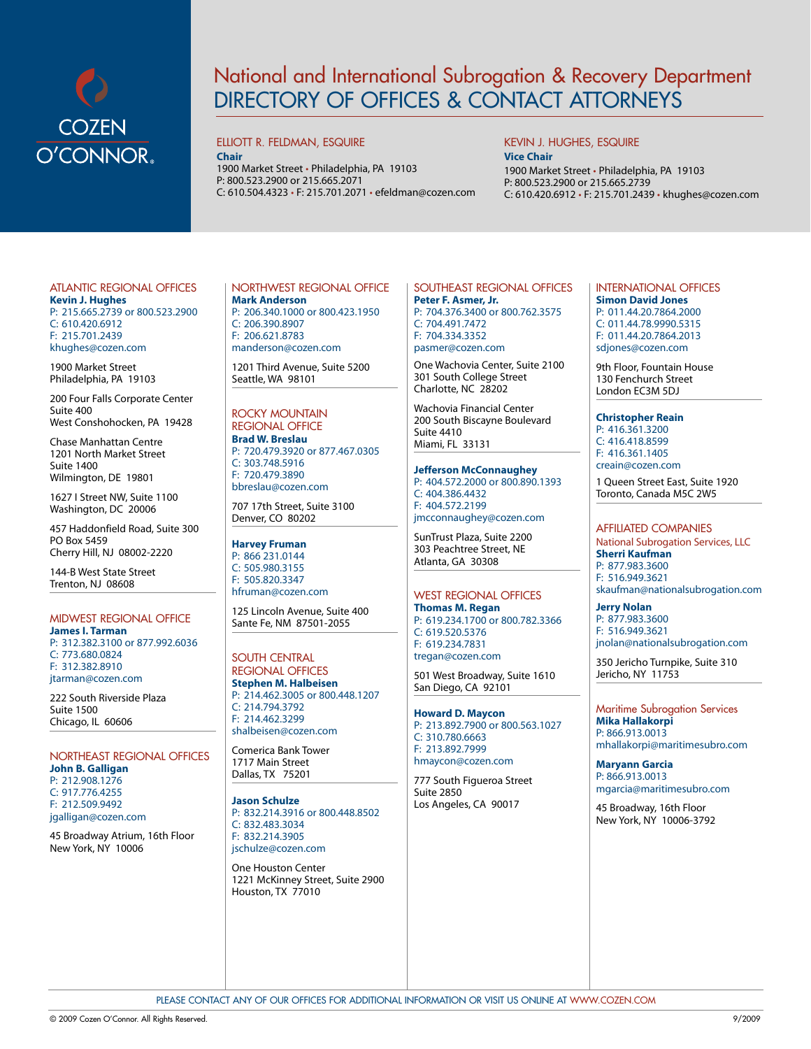COZEN O'CONNOR

# National and International Subrogation & Recovery Department
# DIRECTORY OF OFFICES & CONTACT ATTORNEYS

ELLIOTT R. FELDMAN, ESQUIRE
**Chair**
1900 Market Street • Philadelphia, PA 19103
P: 800.523.2900 or 215.665.2071
C: 610.504.4323 • F: 215.701.2071 • efeldman@cozen.com

KEVIN J. HUGHES, ESQUIRE
**Vice Chair**
1900 Market Street • Philadelphia, PA 19103
P: 800.523.2900 or 215.665.2739
C: 610.420.6912 • F: 215.701.2439 • khughes@cozen.com

## ATLANTIC REGIONAL OFFICES

**Kevin J. Hughes**
P: 215.665.2739 or 800.523.2900
C: 610.420.6912
F: 215.701.2439
khughes@cozen.com

1900 Market Street
Philadelphia, PA 19103

200 Four Falls Corporate Center
Suite 400
West Conshohocken, PA 19428

Chase Manhattan Centre
1201 North Market Street
Suite 1400
Wilmington, DE 19801

1627 I Street NW, Suite 1100
Washington, DC 20006

457 Haddonfield Road, Suite 300
PO Box 5459
Cherry Hill, NJ 08002-2220

144-B West State Street
Trenton, NJ 08608

## MIDWEST REGIONAL OFFICE

**James I. Tarman**
P: 312.382.3100 or 877.992.6036
C: 773.680.0824
F: 312.382.8910
jtarman@cozen.com

222 South Riverside Plaza
Suite 1500
Chicago, IL 60606

## NORTHEAST REGIONAL OFFICES

**John B. Galligan**
P: 212.908.1276
C: 917.776.4255
F: 212.509.9492
jgalligan@cozen.com

45 Broadway Atrium, 16th Floor
New York, NY 10006

## NORTHWEST REGIONAL OFFICE

**Mark Anderson**
P: 206.340.1000 or 800.423.1950
C: 206.390.8907
F: 206.621.8783
manderson@cozen.com

1201 Third Avenue, Suite 5200
Seattle, WA 98101

## ROCKY MOUNTAIN REGIONAL OFFICE

**Brad W. Breslau**
P: 720.479.3920 or 877.467.0305
C: 303.748.5916
F: 720.479.3890
bbreslau@cozen.com

707 17th Street, Suite 3100
Denver, CO 80202

**Harvey Fruman**
P: 866 231.0144
C: 505.980.3155
F: 505.820.3347
hfruman@cozen.com

125 Lincoln Avenue, Suite 400
Sante Fe, NM 87501-2055

## SOUTH CENTRAL REGIONAL OFFICES

**Stephen M. Halbeisen**
P: 214.462.3005 or 800.448.1207
C: 214.794.3792
F: 214.462.3299
shalbeisen@cozen.com

Comerica Bank Tower
1717 Main Street
Dallas, TX 75201

**Jason Schulze**
P: 832.214.3916 or 800.448.8502
C: 832.483.3034
F: 832.214.3905
jschulze@cozen.com

One Houston Center
1221 McKinney Street, Suite 2900
Houston, TX 77010

## SOUTHEAST REGIONAL OFFICES

**Peter F. Asmer, Jr.**
P: 704.376.3400 or 800.762.3575
C: 704.491.7472
F: 704.334.3352
pasmer@cozen.com

One Wachovia Center, Suite 2100
301 South College Street
Charlotte, NC 28202

Wachovia Financial Center
200 South Biscayne Boulevard
Suite 4410
Miami, FL 33131

**Jefferson McConnaughey**
P: 404.572.2000 or 800.890.1393
C: 404.386.4432
F: 404.572.2199
jmcconnaughey@cozen.com

SunTrust Plaza, Suite 2200
303 Peachtree Street, NE
Atlanta, GA 30308

## WEST REGIONAL OFFICES

**Thomas M. Regan**
P: 619.234.1700 or 800.782.3366
C: 619.520.5376
F: 619.234.7831
tregan@cozen.com

501 West Broadway, Suite 1610
San Diego, CA 92101

**Howard D. Maycon**
P: 213.892.7900 or 800.563.1027
C: 310.780.6663
F: 213.892.7999
hmaycon@cozen.com

777 South Figueroa Street
Suite 2850
Los Angeles, CA 90017

## INTERNATIONAL OFFICES

**Simon David Jones**
P: 011.44.20.7864.2000
C: 011.44.78.9990.5315
F: 011.44.20.7864.2013
sdjones@cozen.com

9th Floor, Fountain House
130 Fenchurch Street
London EC3M 5DJ

**Christopher Reain**
P: 416.361.3200
C: 416.418.8599
F: 416.361.1405
creain@cozen.com

1 Queen Street East, Suite 1920
Toronto, Canada M5C 2W5

## AFFILIATED COMPANIES

National Subrogation Services, LLC

**Sherri Kaufman**
P: 877.983.3600
F: 516.949.3621
skaufman@nationalsubrogation.com

**Jerry Nolan**
P: 877.983.3600
F: 516.949.3621
jnolan@nationalsubrogation.com

350 Jericho Turnpike, Suite 310
Jericho, NY 11753

Maritime Subrogation Services

**Mika Hallakorpi**
P: 866.913.0013
mhallakorpi@maritimesubro.com

**Maryann Garcia**
P: 866.913.0013
mgarcia@maritimesubro.com

45 Broadway, 16th Floor
New York, NY 10006-3792

PLEASE CONTACT ANY OF OUR OFFICES FOR ADDITIONAL INFORMATION OR VISIT US ONLINE AT WWW.COZEN.COM

© 2009 Cozen O'Connor. All Rights Reserved. 9/2009